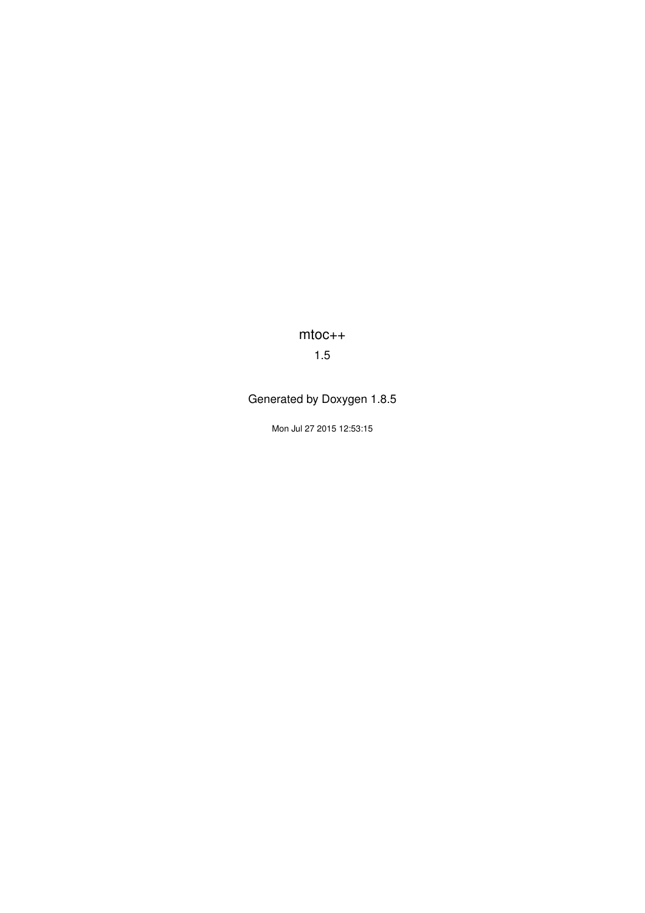# mtoc++

1.5

Generated by Doxygen 1.8.5

Mon Jul 27 2015 12:53:15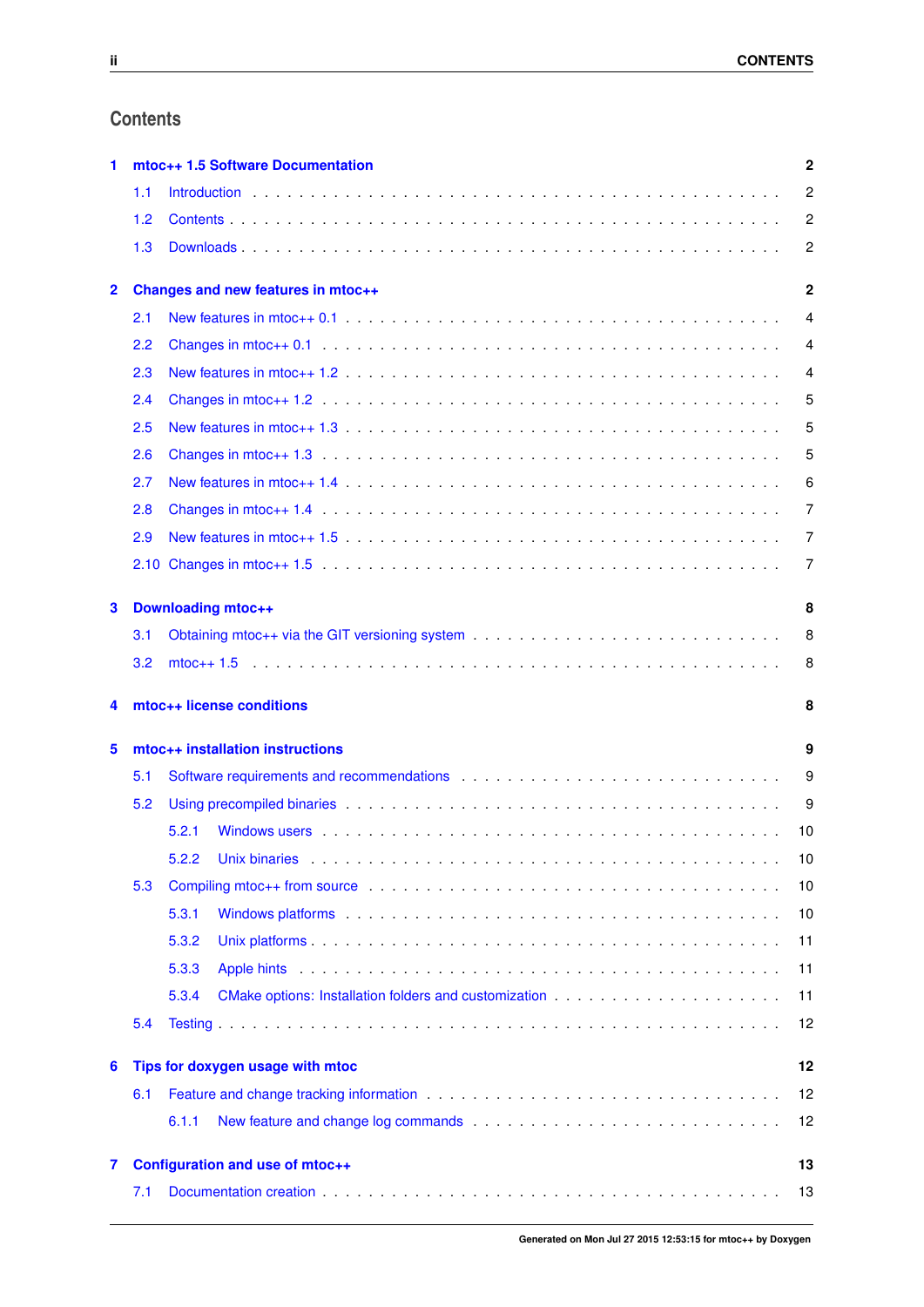# Contents

**1 mtoc++ 1.5 Software Documentation** **2**

- 1.1 Introduction . . . . . 2
- 1.2 Contents . . . . . 2
- 1.3 Downloads . . . . . 2

**2 Changes and new features in mtoc++** **2**

- 2.1 New features in mtoc++ 0.1 . . . . . 4
- 2.2 Changes in mtoc++ 0.1 . . . . . 4
- 2.3 New features in mtoc++ 1.2 . . . . . 4
- 2.4 Changes in mtoc++ 1.2 . . . . . 5
- 2.5 New features in mtoc++ 1.3 . . . . . 5
- 2.6 Changes in mtoc++ 1.3 . . . . . 5
- 2.7 New features in mtoc++ 1.4 . . . . . 6
- 2.8 Changes in mtoc++ 1.4 . . . . . 7
- 2.9 New features in mtoc++ 1.5 . . . . . 7
- 2.10 Changes in mtoc++ 1.5 . . . . . 7

**3 Downloading mtoc++** **8**

- 3.1 Obtaining mtoc++ via the GIT versioning system . . . . . 8
- 3.2 mtoc++ 1.5 . . . . . 8

**4 mtoc++ license conditions** **8**

**5 mtoc++ installation instructions** **9**

- 5.1 Software requirements and recommendations . . . . . 9
- 5.2 Using precompiled binaries . . . . . 9
  - 5.2.1 Windows users . . . . . 10
  - 5.2.2 Unix binaries . . . . . 10
- 5.3 Compiling mtoc++ from source . . . . . 10
  - 5.3.1 Windows platforms . . . . . 10
  - 5.3.2 Unix platforms . . . . . 11
  - 5.3.3 Apple hints . . . . . 11
  - 5.3.4 CMake options: Installation folders and customization . . . . . 11
- 5.4 Testing . . . . . 12

**6 Tips for doxygen usage with mtoc** **12**

- 6.1 Feature and change tracking information . . . . . 12
  - 6.1.1 New feature and change log commands . . . . . 12

**7 Configuration and use of mtoc++** **13**

- 7.1 Documentation creation . . . . . 13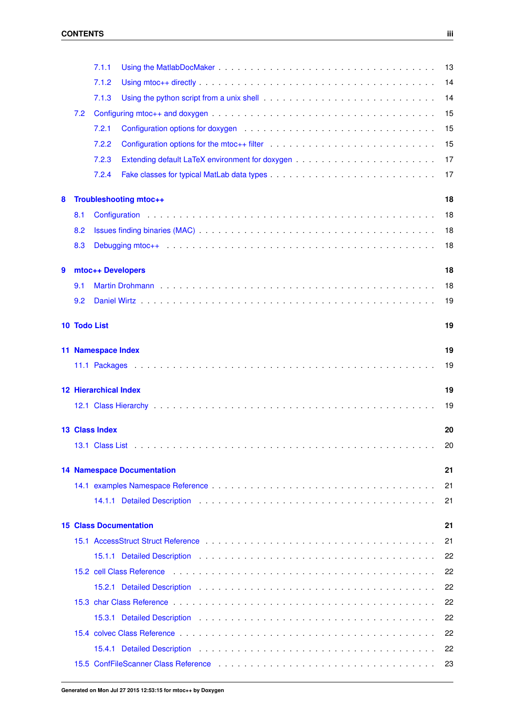7.1.1 Using the MatlabDocMaker . . . . . . . . . . . . . . . . . . . . . . . . . . . . . . . . . 13

7.1.2 Using mtoc++ directly . . . . . . . . . . . . . . . . . . . . . . . . . . . . . . . . . . . . 14

7.1.3 Using the python script from a unix shell . . . . . . . . . . . . . . . . . . . . . . . . . . 14

7.2 Configuring mtoc++ and doxygen . . . . . . . . . . . . . . . . . . . . . . . . . . . . . . . . 15

7.2.1 Configuration options for doxygen . . . . . . . . . . . . . . . . . . . . . . . . . . . . . 15

7.2.2 Configuration options for the mtoc++ filter . . . . . . . . . . . . . . . . . . . . . . . . . 15

7.2.3 Extending default LaTeX environment for doxygen . . . . . . . . . . . . . . . . . . . . 17

7.2.4 Fake classes for typical MatLab data types . . . . . . . . . . . . . . . . . . . . . . . . 17

**8 Troubleshooting mtoc++ 18**

8.1 Configuration . . . . . . . . . . . . . . . . . . . . . . . . . . . . . . . . . . . . . . . . . . 18

8.2 Issues finding binaries (MAC) . . . . . . . . . . . . . . . . . . . . . . . . . . . . . . . . . . 18

8.3 Debugging mtoc++ . . . . . . . . . . . . . . . . . . . . . . . . . . . . . . . . . . . . . . . 18

**9 mtoc++ Developers 18**

9.1 Martin Drohmann . . . . . . . . . . . . . . . . . . . . . . . . . . . . . . . . . . . . . . . . 18

9.2 Daniel Wirtz . . . . . . . . . . . . . . . . . . . . . . . . . . . . . . . . . . . . . . . . . . . 19

**10 Todo List 19**

**11 Namespace Index 19**

11.1 Packages . . . . . . . . . . . . . . . . . . . . . . . . . . . . . . . . . . . . . . . . . . . . 19

**12 Hierarchical Index 19**

12.1 Class Hierarchy . . . . . . . . . . . . . . . . . . . . . . . . . . . . . . . . . . . . . . . . . 19

**13 Class Index 20**

13.1 Class List . . . . . . . . . . . . . . . . . . . . . . . . . . . . . . . . . . . . . . . . . . . . 20

**14 Namespace Documentation 21**

14.1 examples Namespace Reference . . . . . . . . . . . . . . . . . . . . . . . . . . . . . . . . 21

14.1.1 Detailed Description . . . . . . . . . . . . . . . . . . . . . . . . . . . . . . . . . . . . . 21

**15 Class Documentation 21**

15.1 AccessStruct Struct Reference . . . . . . . . . . . . . . . . . . . . . . . . . . . . . . . . . 21

15.1.1 Detailed Description . . . . . . . . . . . . . . . . . . . . . . . . . . . . . . . . . . . . . 22

15.2 cell Class Reference . . . . . . . . . . . . . . . . . . . . . . . . . . . . . . . . . . . . . . . 22

15.2.1 Detailed Description . . . . . . . . . . . . . . . . . . . . . . . . . . . . . . . . . . . . . 22

15.3 char Class Reference . . . . . . . . . . . . . . . . . . . . . . . . . . . . . . . . . . . . . . . 22

15.3.1 Detailed Description . . . . . . . . . . . . . . . . . . . . . . . . . . . . . . . . . . . . . 22

15.4 colvec Class Reference . . . . . . . . . . . . . . . . . . . . . . . . . . . . . . . . . . . . . . 22

15.4.1 Detailed Description . . . . . . . . . . . . . . . . . . . . . . . . . . . . . . . . . . . . . 22

15.5 ConfFileScanner Class Reference . . . . . . . . . . . . . . . . . . . . . . . . . . . . . . . . 23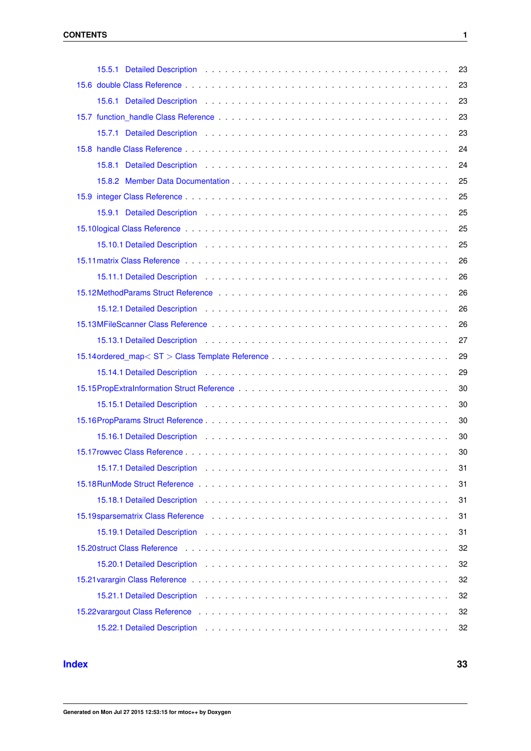15.5.1 Detailed Description . . . . . . . . . . . . . . . . . . . . . . . . . . . . . . . . . 23

15.6 double Class Reference . . . . . . . . . . . . . . . . . . . . . . . . . . . . . . . . . . . 23

15.6.1 Detailed Description . . . . . . . . . . . . . . . . . . . . . . . . . . . . . . . . . 23

15.7 function_handle Class Reference . . . . . . . . . . . . . . . . . . . . . . . . . . . . . . 23

15.7.1 Detailed Description . . . . . . . . . . . . . . . . . . . . . . . . . . . . . . . . . 23

15.8 handle Class Reference . . . . . . . . . . . . . . . . . . . . . . . . . . . . . . . . . . . 24

15.8.1 Detailed Description . . . . . . . . . . . . . . . . . . . . . . . . . . . . . . . . . 24

15.8.2 Member Data Documentation . . . . . . . . . . . . . . . . . . . . . . . . . . . . . 25

15.9 integer Class Reference . . . . . . . . . . . . . . . . . . . . . . . . . . . . . . . . . . . 25

15.9.1 Detailed Description . . . . . . . . . . . . . . . . . . . . . . . . . . . . . . . . . 25

15.10 logical Class Reference . . . . . . . . . . . . . . . . . . . . . . . . . . . . . . . . . . 25

15.10.1 Detailed Description . . . . . . . . . . . . . . . . . . . . . . . . . . . . . . . . 25

15.11 matrix Class Reference . . . . . . . . . . . . . . . . . . . . . . . . . . . . . . . . . . 26

15.11.1 Detailed Description . . . . . . . . . . . . . . . . . . . . . . . . . . . . . . . . 26

15.12 MethodParams Struct Reference . . . . . . . . . . . . . . . . . . . . . . . . . . . . . 26

15.12.1 Detailed Description . . . . . . . . . . . . . . . . . . . . . . . . . . . . . . . . 26

15.13 MFileScanner Class Reference . . . . . . . . . . . . . . . . . . . . . . . . . . . . . . 26

15.13.1 Detailed Description . . . . . . . . . . . . . . . . . . . . . . . . . . . . . . . . 27

15.14 ordered_map< ST > Class Template Reference . . . . . . . . . . . . . . . . . . . . . . 29

15.14.1 Detailed Description . . . . . . . . . . . . . . . . . . . . . . . . . . . . . . . . 29

15.15 PropExtraInformation Struct Reference . . . . . . . . . . . . . . . . . . . . . . . . . . 30

15.15.1 Detailed Description . . . . . . . . . . . . . . . . . . . . . . . . . . . . . . . . 30

15.16 PropParams Struct Reference . . . . . . . . . . . . . . . . . . . . . . . . . . . . . . . 30

15.16.1 Detailed Description . . . . . . . . . . . . . . . . . . . . . . . . . . . . . . . . 30

15.17 rowvec Class Reference . . . . . . . . . . . . . . . . . . . . . . . . . . . . . . . . . . 30

15.17.1 Detailed Description . . . . . . . . . . . . . . . . . . . . . . . . . . . . . . . . 31

15.18 RunMode Struct Reference . . . . . . . . . . . . . . . . . . . . . . . . . . . . . . . . 31

15.18.1 Detailed Description . . . . . . . . . . . . . . . . . . . . . . . . . . . . . . . . 31

15.19 sparsematrix Class Reference . . . . . . . . . . . . . . . . . . . . . . . . . . . . . . 31

15.19.1 Detailed Description . . . . . . . . . . . . . . . . . . . . . . . . . . . . . . . . 31

15.20 struct Class Reference . . . . . . . . . . . . . . . . . . . . . . . . . . . . . . . . . . 32

15.20.1 Detailed Description . . . . . . . . . . . . . . . . . . . . . . . . . . . . . . . . 32

15.21 varargin Class Reference . . . . . . . . . . . . . . . . . . . . . . . . . . . . . . . . . 32

15.21.1 Detailed Description . . . . . . . . . . . . . . . . . . . . . . . . . . . . . . . . 32

15.22 varargout Class Reference . . . . . . . . . . . . . . . . . . . . . . . . . . . . . . . . 32

15.22.1 Detailed Description . . . . . . . . . . . . . . . . . . . . . . . . . . . . . . . . 32

**Index** **33**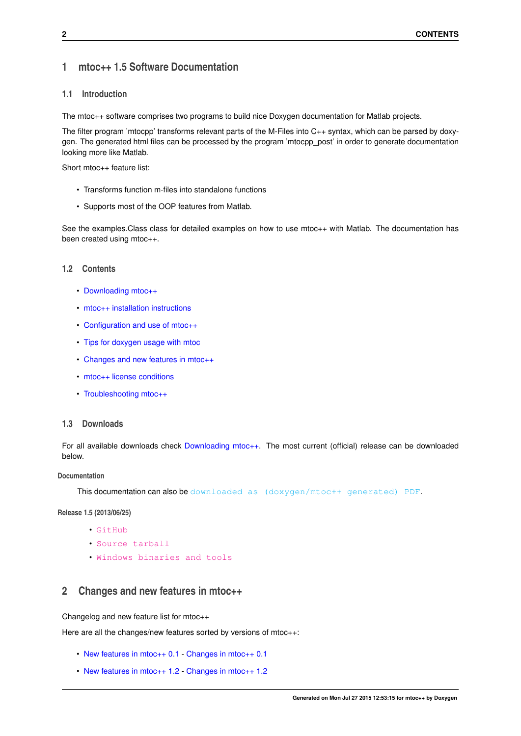# 1 mtoc++ 1.5 Software Documentation

## 1.1 Introduction

The mtoc++ software comprises two programs to build nice Doxygen documentation for Matlab projects.

The filter program 'mtocpp' transforms relevant parts of the M-Files into C++ syntax, which can be parsed by doxygen. The generated html files can be processed by the program 'mtocpp_post' in order to generate documentation looking more like Matlab.

Short mtoc++ feature list:

- Transforms function m-files into standalone functions
- Supports most of the OOP features from Matlab.

See the examples.Class class for detailed examples on how to use mtoc++ with Matlab. The documentation has been created using mtoc++.

## 1.2 Contents

- Downloading mtoc++
- mtoc++ installation instructions
- Configuration and use of mtoc++
- Tips for doxygen usage with mtoc
- Changes and new features in mtoc++
- mtoc++ license conditions
- Troubleshooting mtoc++

## 1.3 Downloads

For all available downloads check Downloading mtoc++. The most current (official) release can be downloaded below.

#### Documentation

This documentation can also be downloaded as (doxygen/mtoc++ generated) PDF.

#### Release 1.5 (2013/06/25)

- GitHub
- Source tarball
- Windows binaries and tools

# 2 Changes and new features in mtoc++

Changelog and new feature list for mtoc++

Here are all the changes/new features sorted by versions of mtoc++:

- New features in mtoc++ 0.1 - Changes in mtoc++ 0.1
- New features in mtoc++ 1.2 - Changes in mtoc++ 1.2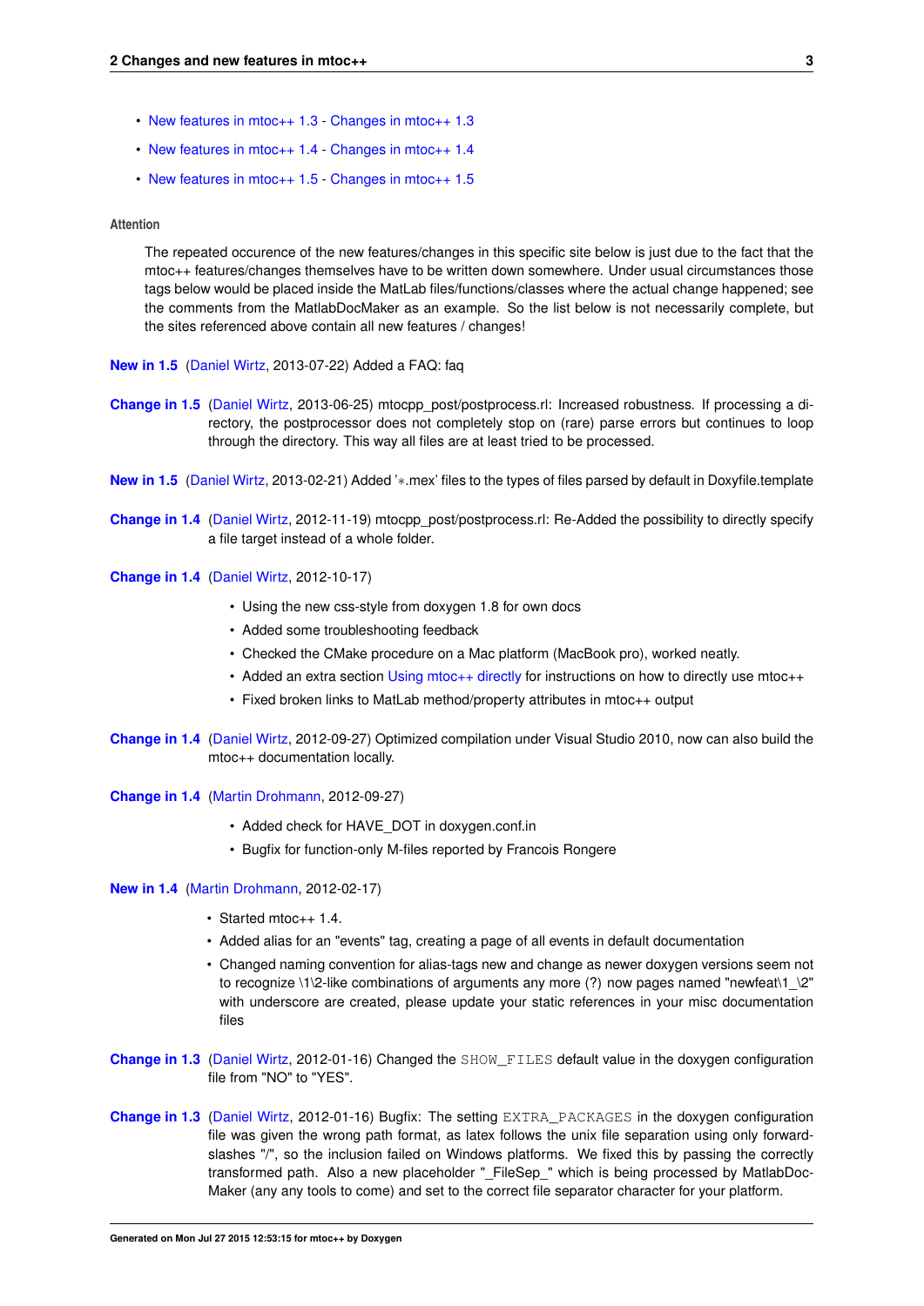- New features in mtoc++ 1.3 - Changes in mtoc++ 1.3
- New features in mtoc++ 1.4 - Changes in mtoc++ 1.4
- New features in mtoc++ 1.5 - Changes in mtoc++ 1.5

**Attention**

The repeated occurence of the new features/changes in this specific site below is just due to the fact that the mtoc++ features/changes themselves have to be written down somewhere. Under usual circumstances those tags below would be placed inside the MatLab files/functions/classes where the actual change happened; see the comments from the MatlabDocMaker as an example. So the list below is not necessarily complete, but the sites referenced above contain all new features / changes!

**New in 1.5** (Daniel Wirtz, 2013-07-22) Added a FAQ: faq

**Change in 1.5** (Daniel Wirtz, 2013-06-25) mtocpp_post/postprocess.rl: Increased robustness. If processing a directory, the postprocessor does not completely stop on (rare) parse errors but continues to loop through the directory. This way all files are at least tried to be processed.

**New in 1.5** (Daniel Wirtz, 2013-02-21) Added '*.mex' files to the types of files parsed by default in Doxyfile.template

**Change in 1.4** (Daniel Wirtz, 2012-11-19) mtocpp_post/postprocess.rl: Re-Added the possibility to directly specify a file target instead of a whole folder.

**Change in 1.4** (Daniel Wirtz, 2012-10-17)

- Using the new css-style from doxygen 1.8 for own docs
- Added some troubleshooting feedback
- Checked the CMake procedure on a Mac platform (MacBook pro), worked neatly.
- Added an extra section Using mtoc++ directly for instructions on how to directly use mtoc++
- Fixed broken links to MatLab method/property attributes in mtoc++ output

**Change in 1.4** (Daniel Wirtz, 2012-09-27) Optimized compilation under Visual Studio 2010, now can also build the mtoc++ documentation locally.

**Change in 1.4** (Martin Drohmann, 2012-09-27)

- Added check for HAVE_DOT in doxygen.conf.in
- Bugfix for function-only M-files reported by Francois Rongere

**New in 1.4** (Martin Drohmann, 2012-02-17)

- Started mtoc++ 1.4.
- Added alias for an "events" tag, creating a page of all events in default documentation
- Changed naming convention for alias-tags new and change as newer doxygen versions seem not to recognize \1\2-like combinations of arguments any more (?) now pages named "newfeat\1_\2" with underscore are created, please update your static references in your misc documentation files

**Change in 1.3** (Daniel Wirtz, 2012-01-16) Changed the `SHOW_FILES` default value in the doxygen configuration file from "NO" to "YES".

**Change in 1.3** (Daniel Wirtz, 2012-01-16) Bugfix: The setting `EXTRA_PACKAGES` in the doxygen configuration file was given the wrong path format, as latex follows the unix file separation using only forward-slashes "/", so the inclusion failed on Windows platforms. We fixed this by passing the correctly transformed path. Also a new placeholder "_FileSep_" which is being processed by MatlabDocMaker (any any tools to come) and set to the correct file separator character for your platform.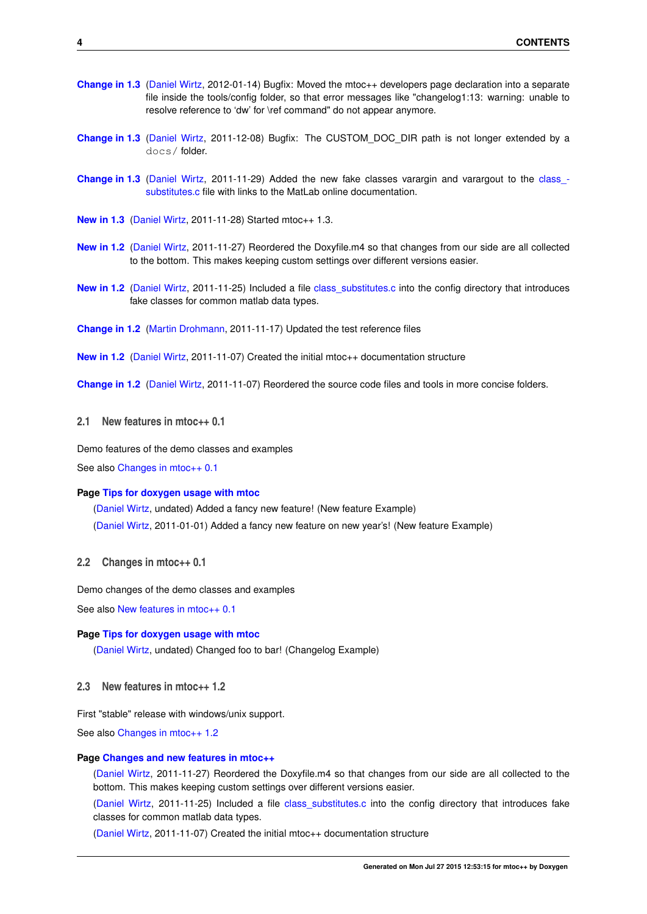**Change in 1.3** (Daniel Wirtz, 2012-01-14) Bugfix: Moved the mtoc++ developers page declaration into a separate file inside the tools/config folder, so that error messages like "changelog1:13: warning: unable to resolve reference to 'dw' for \ref command" do not appear anymore.

**Change in 1.3** (Daniel Wirtz, 2011-12-08) Bugfix: The CUSTOM_DOC_DIR path is not longer extended by a `docs/` folder.

**Change in 1.3** (Daniel Wirtz, 2011-11-29) Added the new fake classes varargin and varargout to the class_substitutes.c file with links to the MatLab online documentation.

**New in 1.3** (Daniel Wirtz, 2011-11-28) Started mtoc++ 1.3.

**New in 1.2** (Daniel Wirtz, 2011-11-27) Reordered the Doxyfile.m4 so that changes from our side are all collected to the bottom. This makes keeping custom settings over different versions easier.

**New in 1.2** (Daniel Wirtz, 2011-11-25) Included a file class_substitutes.c into the config directory that introduces fake classes for common matlab data types.

**Change in 1.2** (Martin Drohmann, 2011-11-17) Updated the test reference files

**New in 1.2** (Daniel Wirtz, 2011-11-07) Created the initial mtoc++ documentation structure

**Change in 1.2** (Daniel Wirtz, 2011-11-07) Reordered the source code files and tools in more concise folders.

## 2.1 New features in mtoc++ 0.1

Demo features of the demo classes and examples

See also Changes in mtoc++ 0.1

**Page Tips for doxygen usage with mtoc**

(Daniel Wirtz, undated) Added a fancy new feature! (New feature Example)

(Daniel Wirtz, 2011-01-01) Added a fancy new feature on new year's! (New feature Example)

## 2.2 Changes in mtoc++ 0.1

Demo changes of the demo classes and examples

See also New features in mtoc++ 0.1

**Page Tips for doxygen usage with mtoc**

(Daniel Wirtz, undated) Changed foo to bar! (Changelog Example)

## 2.3 New features in mtoc++ 1.2

First "stable" release with windows/unix support.

See also Changes in mtoc++ 1.2

**Page Changes and new features in mtoc++**

(Daniel Wirtz, 2011-11-27) Reordered the Doxyfile.m4 so that changes from our side are all collected to the bottom. This makes keeping custom settings over different versions easier.

(Daniel Wirtz, 2011-11-25) Included a file class_substitutes.c into the config directory that introduces fake classes for common matlab data types.

(Daniel Wirtz, 2011-11-07) Created the initial mtoc++ documentation structure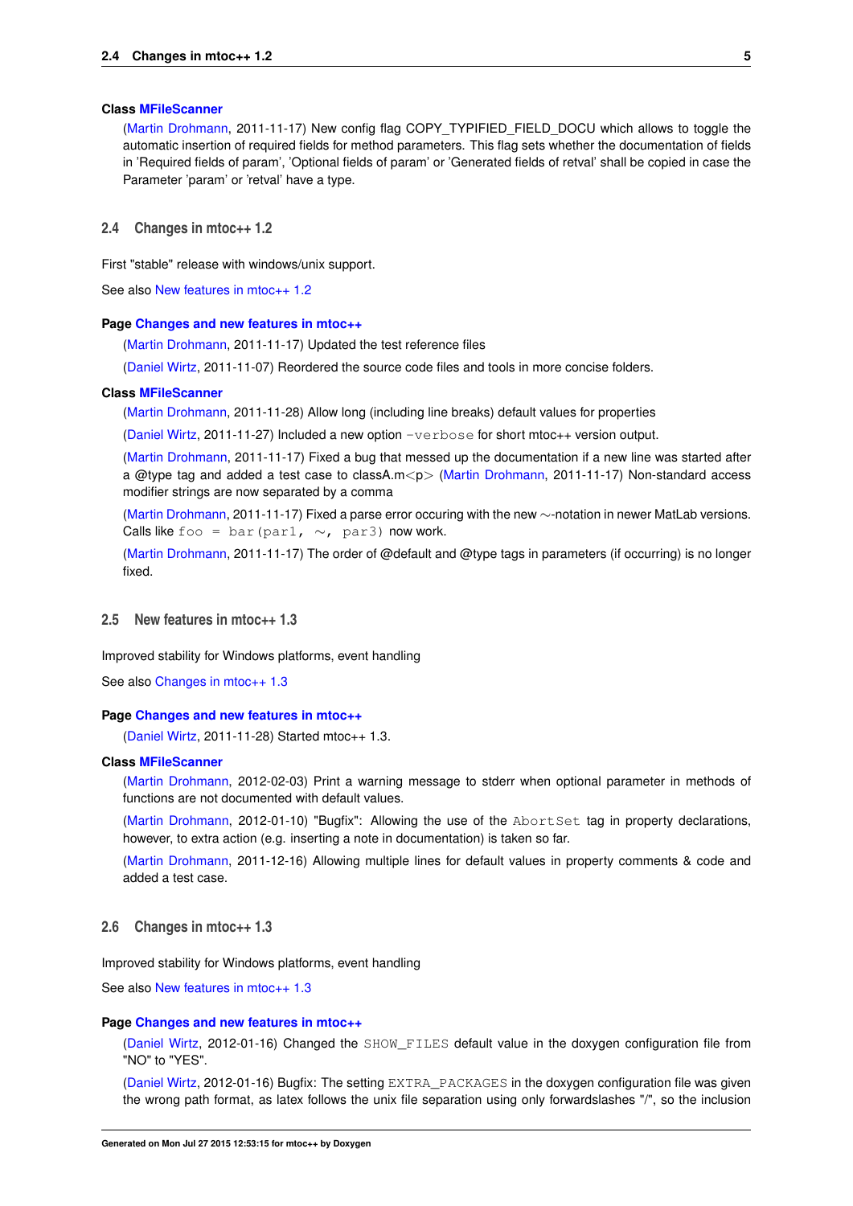**Class MFileScanner**

(Martin Drohmann, 2011-11-17) New config flag COPY_TYPIFIED_FIELD_DOCU which allows to toggle the automatic insertion of required fields for method parameters. This flag sets whether the documentation of fields in 'Required fields of param', 'Optional fields of param' or 'Generated fields of retval' shall be copied in case the Parameter 'param' or 'retval' have a type.

## 2.4 Changes in mtoc++ 1.2

First "stable" release with windows/unix support.

See also New features in mtoc++ 1.2

**Page Changes and new features in mtoc++**

(Martin Drohmann, 2011-11-17) Updated the test reference files

(Daniel Wirtz, 2011-11-07) Reordered the source code files and tools in more concise folders.

**Class MFileScanner**

(Martin Drohmann, 2011-11-28) Allow long (including line breaks) default values for properties

(Daniel Wirtz, 2011-11-27) Included a new option `-verbose` for short mtoc++ version output.

(Martin Drohmann, 2011-11-17) Fixed a bug that messed up the documentation if a new line was started after a @type tag and added a test case to classA.m<p> (Martin Drohmann, 2011-11-17) Non-standard access modifier strings are now separated by a comma

(Martin Drohmann, 2011-11-17) Fixed a parse error occuring with the new ∼-notation in newer MatLab versions. Calls like `foo = bar(par1, ~, par3)` now work.

(Martin Drohmann, 2011-11-17) The order of @default and @type tags in parameters (if occurring) is no longer fixed.

## 2.5 New features in mtoc++ 1.3

Improved stability for Windows platforms, event handling

See also Changes in mtoc++ 1.3

**Page Changes and new features in mtoc++**

(Daniel Wirtz, 2011-11-28) Started mtoc++ 1.3.

**Class MFileScanner**

(Martin Drohmann, 2012-02-03) Print a warning message to stderr when optional parameter in methods of functions are not documented with default values.

(Martin Drohmann, 2012-01-10) "Bugfix": Allowing the use of the `AbortSet` tag in property declarations, however, to extra action (e.g. inserting a note in documentation) is taken so far.

(Martin Drohmann, 2011-12-16) Allowing multiple lines for default values in property comments & code and added a test case.

## 2.6 Changes in mtoc++ 1.3

Improved stability for Windows platforms, event handling

See also New features in mtoc++ 1.3

**Page Changes and new features in mtoc++**

(Daniel Wirtz, 2012-01-16) Changed the `SHOW_FILES` default value in the doxygen configuration file from "NO" to "YES".

(Daniel Wirtz, 2012-01-16) Bugfix: The setting `EXTRA_PACKAGES` in the doxygen configuration file was given the wrong path format, as latex follows the unix file separation using only forwardslashes "/", so the inclusion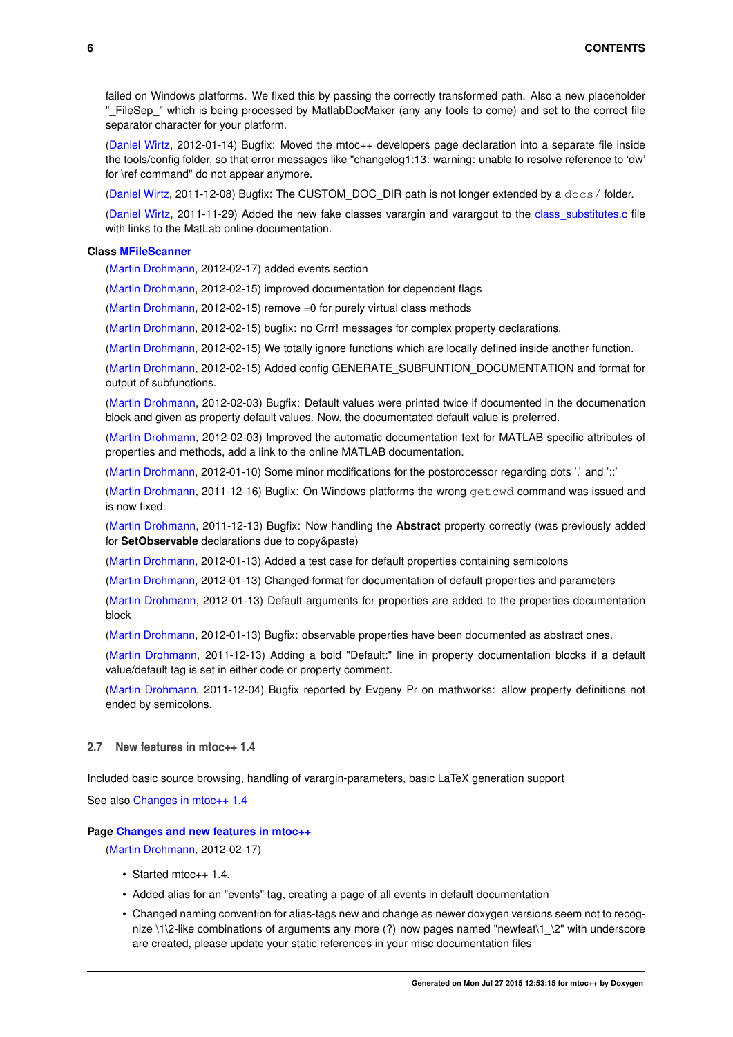failed on Windows platforms. We fixed this by passing the correctly transformed path. Also a new placeholder "_FileSep_" which is being processed by MatlabDocMaker (any any tools to come) and set to the correct file separator character for your platform.

(Daniel Wirtz, 2012-01-14) Bugfix: Moved the mtoc++ developers page declaration into a separate file inside the tools/config folder, so that error messages like "changelog1:13: warning: unable to resolve reference to 'dw' for \ref command" do not appear anymore.

(Daniel Wirtz, 2011-12-08) Bugfix: The CUSTOM_DOC_DIR path is not longer extended by a `docs/` folder.

(Daniel Wirtz, 2011-11-29) Added the new fake classes varargin and varargout to the class_substitutes.c file with links to the MatLab online documentation.

**Class MFileScanner**

(Martin Drohmann, 2012-02-17) added events section

(Martin Drohmann, 2012-02-15) improved documentation for dependent flags

(Martin Drohmann, 2012-02-15) remove =0 for purely virtual class methods

(Martin Drohmann, 2012-02-15) bugfix: no Grrr! messages for complex property declarations.

(Martin Drohmann, 2012-02-15) We totally ignore functions which are locally defined inside another function.

(Martin Drohmann, 2012-02-15) Added config GENERATE_SUBFUNTION_DOCUMENTATION and format for output of subfunctions.

(Martin Drohmann, 2012-02-03) Bugfix: Default values were printed twice if documented in the documenation block and given as property default values. Now, the documentated default value is preferred.

(Martin Drohmann, 2012-02-03) Improved the automatic documentation text for MATLAB specific attributes of properties and methods, add a link to the online MATLAB documentation.

(Martin Drohmann, 2012-01-10) Some minor modifications for the postprocessor regarding dots '.' and '::'

(Martin Drohmann, 2011-12-16) Bugfix: On Windows platforms the wrong `getcwd` command was issued and is now fixed.

(Martin Drohmann, 2011-12-13) Bugfix: Now handling the **Abstract** property correctly (was previously added for **SetObservable** declarations due to copy&paste)

(Martin Drohmann, 2012-01-13) Added a test case for default properties containing semicolons

(Martin Drohmann, 2012-01-13) Changed format for documentation of default properties and parameters

(Martin Drohmann, 2012-01-13) Default arguments for properties are added to the properties documentation block

(Martin Drohmann, 2012-01-13) Bugfix: observable properties have been documented as abstract ones.

(Martin Drohmann, 2011-12-13) Adding a bold "Default:" line in property documentation blocks if a default value/default tag is set in either code or property comment.

(Martin Drohmann, 2011-12-04) Bugfix reported by Evgeny Pr on mathworks: allow property definitions not ended by semicolons.

## 2.7 New features in mtoc++ 1.4

Included basic source browsing, handling of varargin-parameters, basic LaTeX generation support

See also Changes in mtoc++ 1.4

**Page Changes and new features in mtoc++**

(Martin Drohmann, 2012-02-17)

- Started mtoc++ 1.4.
- Added alias for an "events" tag, creating a page of all events in default documentation
- Changed naming convention for alias-tags new and change as newer doxygen versions seem not to recognize \1\2-like combinations of arguments any more (?) now pages named "newfeat\1_\2" with underscore are created, please update your static references in your misc documentation files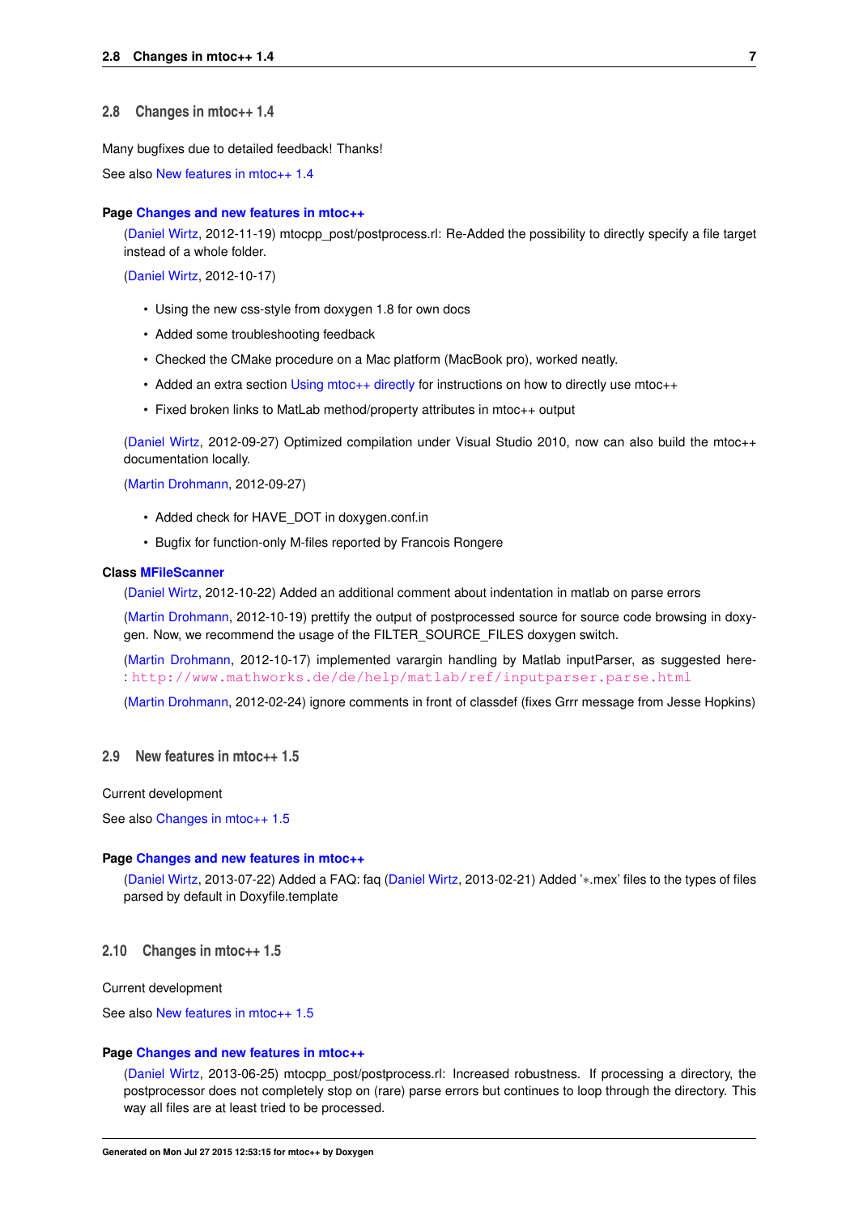## 2.8 Changes in mtoc++ 1.4

Many bugfixes due to detailed feedback! Thanks!

See also New features in mtoc++ 1.4

**Page Changes and new features in mtoc++**

(Daniel Wirtz, 2012-11-19) mtocpp_post/postprocess.rl: Re-Added the possibility to directly specify a file target instead of a whole folder.

(Daniel Wirtz, 2012-10-17)

- Using the new css-style from doxygen 1.8 for own docs
- Added some troubleshooting feedback
- Checked the CMake procedure on a Mac platform (MacBook pro), worked neatly.
- Added an extra section Using mtoc++ directly for instructions on how to directly use mtoc++
- Fixed broken links to MatLab method/property attributes in mtoc++ output

(Daniel Wirtz, 2012-09-27) Optimized compilation under Visual Studio 2010, now can also build the mtoc++ documentation locally.

(Martin Drohmann, 2012-09-27)

- Added check for HAVE_DOT in doxygen.conf.in
- Bugfix for function-only M-files reported by Francois Rongere

**Class MFileScanner**

(Daniel Wirtz, 2012-10-22) Added an additional comment about indentation in matlab on parse errors

(Martin Drohmann, 2012-10-19) prettify the output of postprocessed source for source code browsing in doxygen. Now, we recommend the usage of the FILTER_SOURCE_FILES doxygen switch.

(Martin Drohmann, 2012-10-17) implemented varargin handling by Matlab inputParser, as suggested here-: `http://www.mathworks.de/de/help/matlab/ref/inputparser.parse.html`

(Martin Drohmann, 2012-02-24) ignore comments in front of classdef (fixes Grrr message from Jesse Hopkins)

## 2.9 New features in mtoc++ 1.5

Current development

See also Changes in mtoc++ 1.5

**Page Changes and new features in mtoc++**

(Daniel Wirtz, 2013-07-22) Added a FAQ: faq (Daniel Wirtz, 2013-02-21) Added '*.mex' files to the types of files parsed by default in Doxyfile.template

## 2.10 Changes in mtoc++ 1.5

Current development

See also New features in mtoc++ 1.5

**Page Changes and new features in mtoc++**

(Daniel Wirtz, 2013-06-25) mtocpp_post/postprocess.rl: Increased robustness. If processing a directory, the postprocessor does not completely stop on (rare) parse errors but continues to loop through the directory. This way all files are at least tried to be processed.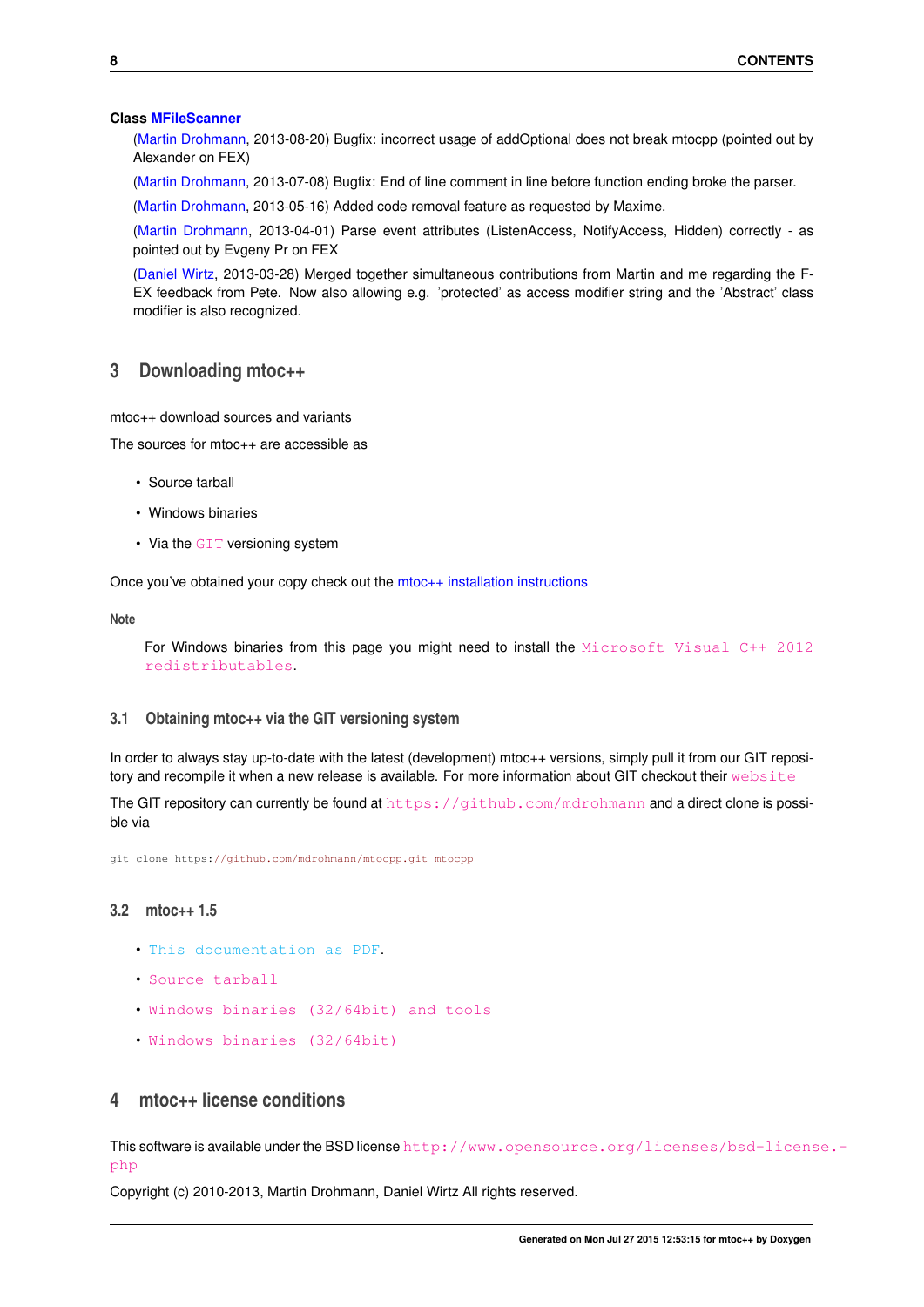**Class MFileScanner**

(Martin Drohmann, 2013-08-20) Bugfix: incorrect usage of addOptional does not break mtocpp (pointed out by Alexander on FEX)

(Martin Drohmann, 2013-07-08) Bugfix: End of line comment in line before function ending broke the parser.

(Martin Drohmann, 2013-05-16) Added code removal feature as requested by Maxime.

(Martin Drohmann, 2013-04-01) Parse event attributes (ListenAccess, NotifyAccess, Hidden) correctly - as pointed out by Evgeny Pr on FEX

(Daniel Wirtz, 2013-03-28) Merged together simultaneous contributions from Martin and me regarding the F-EX feedback from Pete. Now also allowing e.g. 'protected' as access modifier string and the 'Abstract' class modifier is also recognized.

# 3 Downloading mtoc++

mtoc++ download sources and variants

The sources for mtoc++ are accessible as

- Source tarball
- Windows binaries
- Via the `GIT` versioning system

Once you've obtained your copy check out the mtoc++ installation instructions

**Note**

For Windows binaries from this page you might need to install the `Microsoft Visual C++ 2012 redistributables`.

## 3.1 Obtaining mtoc++ via the GIT versioning system

In order to always stay up-to-date with the latest (development) mtoc++ versions, simply pull it from our GIT repository and recompile it when a new release is available. For more information about GIT checkout their `website`

The GIT repository can currently be found at `https://github.com/mdrohmann` and a direct clone is possible via

```
git clone https://github.com/mdrohmann/mtocpp.git mtocpp
```

## 3.2 mtoc++ 1.5

- `This documentation as PDF`.
- `Source tarball`
- `Windows binaries (32/64bit) and tools`
- `Windows binaries (32/64bit)`

# 4 mtoc++ license conditions

This software is available under the BSD license `http://www.opensource.org/licenses/bsd-license.php`

Copyright (c) 2010-2013, Martin Drohmann, Daniel Wirtz All rights reserved.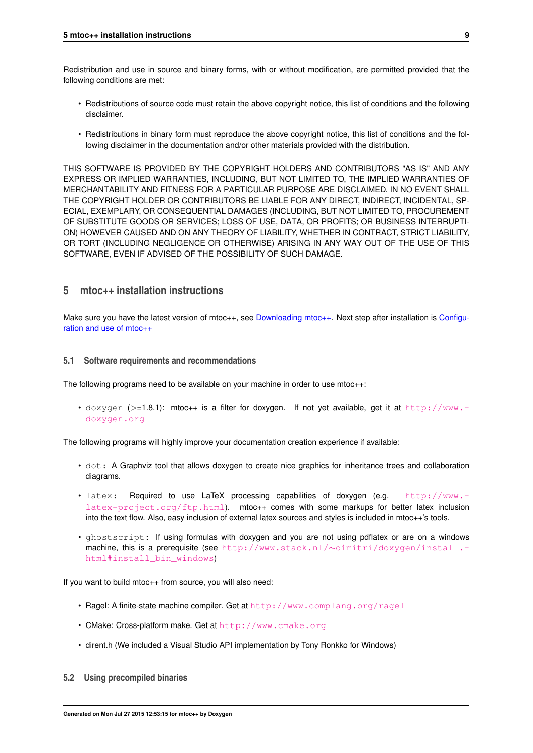Redistribution and use in source and binary forms, with or without modification, are permitted provided that the following conditions are met:

- Redistributions of source code must retain the above copyright notice, this list of conditions and the following disclaimer.
- Redistributions in binary form must reproduce the above copyright notice, this list of conditions and the following disclaimer in the documentation and/or other materials provided with the distribution.

THIS SOFTWARE IS PROVIDED BY THE COPYRIGHT HOLDERS AND CONTRIBUTORS "AS IS" AND ANY EXPRESS OR IMPLIED WARRANTIES, INCLUDING, BUT NOT LIMITED TO, THE IMPLIED WARRANTIES OF MERCHANTABILITY AND FITNESS FOR A PARTICULAR PURPOSE ARE DISCLAIMED. IN NO EVENT SHALL THE COPYRIGHT HOLDER OR CONTRIBUTORS BE LIABLE FOR ANY DIRECT, INDIRECT, INCIDENTAL, SPECIAL, EXEMPLARY, OR CONSEQUENTIAL DAMAGES (INCLUDING, BUT NOT LIMITED TO, PROCUREMENT OF SUBSTITUTE GOODS OR SERVICES; LOSS OF USE, DATA, OR PROFITS; OR BUSINESS INTERRUPTION) HOWEVER CAUSED AND ON ANY THEORY OF LIABILITY, WHETHER IN CONTRACT, STRICT LIABILITY, OR TORT (INCLUDING NEGLIGENCE OR OTHERWISE) ARISING IN ANY WAY OUT OF THE USE OF THIS SOFTWARE, EVEN IF ADVISED OF THE POSSIBILITY OF SUCH DAMAGE.

# 5 mtoc++ installation instructions

Make sure you have the latest version of mtoc++, see Downloading mtoc++. Next step after installation is Configuration and use of mtoc++

## 5.1 Software requirements and recommendations

The following programs need to be available on your machine in order to use mtoc++:

- `doxygen` (>=1.8.1): mtoc++ is a filter for doxygen. If not yet available, get it at `http://www.doxygen.org`

The following programs will highly improve your documentation creation experience if available:

- `dot`: A Graphviz tool that allows doxygen to create nice graphics for inheritance trees and collaboration diagrams.
- `latex`: Required to use LaTeX processing capabilities of doxygen (e.g. `http://www.latex-project.org/ftp.html`). mtoc++ comes with some markups for better latex inclusion into the text flow. Also, easy inclusion of external latex sources and styles is included in mtoc++'s tools.
- `ghostscript`: If using formulas with doxygen and you are not using pdflatex or are on a windows machine, this is a prerequisite (see `http://www.stack.nl/~dimitri/doxygen/install.html#install_bin_windows`)

If you want to build mtoc++ from source, you will also need:

- Ragel: A finite-state machine compiler. Get at `http://www.complang.org/ragel`
- CMake: Cross-platform make. Get at `http://www.cmake.org`
- dirent.h (We included a Visual Studio API implementation by Tony Ronkko for Windows)

## 5.2 Using precompiled binaries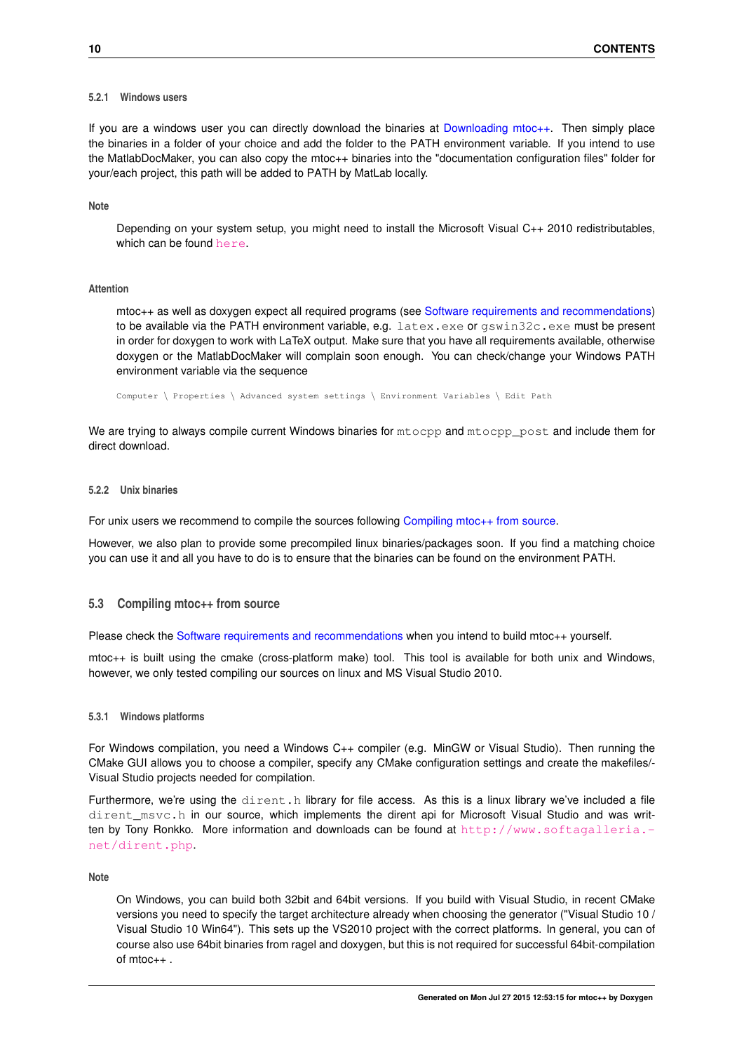#### 5.2.1 Windows users

If you are a windows user you can directly download the binaries at Downloading mtoc++. Then simply place the binaries in a folder of your choice and add the folder to the PATH environment variable. If you intend to use the MatlabDocMaker, you can also copy the mtoc++ binaries into the "documentation configuration files" folder for your/each project, this path will be added to PATH by MatLab locally.

**Note**

Depending on your system setup, you might need to install the Microsoft Visual C++ 2010 redistributables, which can be found `here`.

**Attention**

mtoc++ as well as doxygen expect all required programs (see Software requirements and recommendations) to be available via the PATH environment variable, e.g. `latex.exe` or `gswin32c.exe` must be present in order for doxygen to work with LaTeX output. Make sure that you have all requirements available, otherwise doxygen or the MatlabDocMaker will complain soon enough. You can check/change your Windows PATH environment variable via the sequence

```
Computer \ Properties \ Advanced system settings \ Environment Variables \ Edit Path
```

We are trying to always compile current Windows binaries for `mtocpp` and `mtocpp_post` and include them for direct download.

#### 5.2.2 Unix binaries

For unix users we recommend to compile the sources following Compiling mtoc++ from source.

However, we also plan to provide some precompiled linux binaries/packages soon. If you find a matching choice you can use it and all you have to do is to ensure that the binaries can be found on the environment PATH.

### 5.3 Compiling mtoc++ from source

Please check the Software requirements and recommendations when you intend to build mtoc++ yourself.

mtoc++ is built using the cmake (cross-platform make) tool. This tool is available for both unix and Windows, however, we only tested compiling our sources on linux and MS Visual Studio 2010.

#### 5.3.1 Windows platforms

For Windows compilation, you need a Windows C++ compiler (e.g. MinGW or Visual Studio). Then running the CMake GUI allows you to choose a compiler, specify any CMake configuration settings and create the makefiles/-Visual Studio projects needed for compilation.

Furthermore, we're using the `dirent.h` library for file access. As this is a linux library we've included a file `dirent_msvc.h` in our source, which implements the dirent api for Microsoft Visual Studio and was written by Tony Ronkko. More information and downloads can be found at `http://www.softagalleria.net/dirent.php`.

**Note**

On Windows, you can build both 32bit and 64bit versions. If you build with Visual Studio, in recent CMake versions you need to specify the target architecture already when choosing the generator ("Visual Studio 10 / Visual Studio 10 Win64"). This sets up the VS2010 project with the correct platforms. In general, you can of course also use 64bit binaries from ragel and doxygen, but this is not required for successful 64bit-compilation of mtoc++ .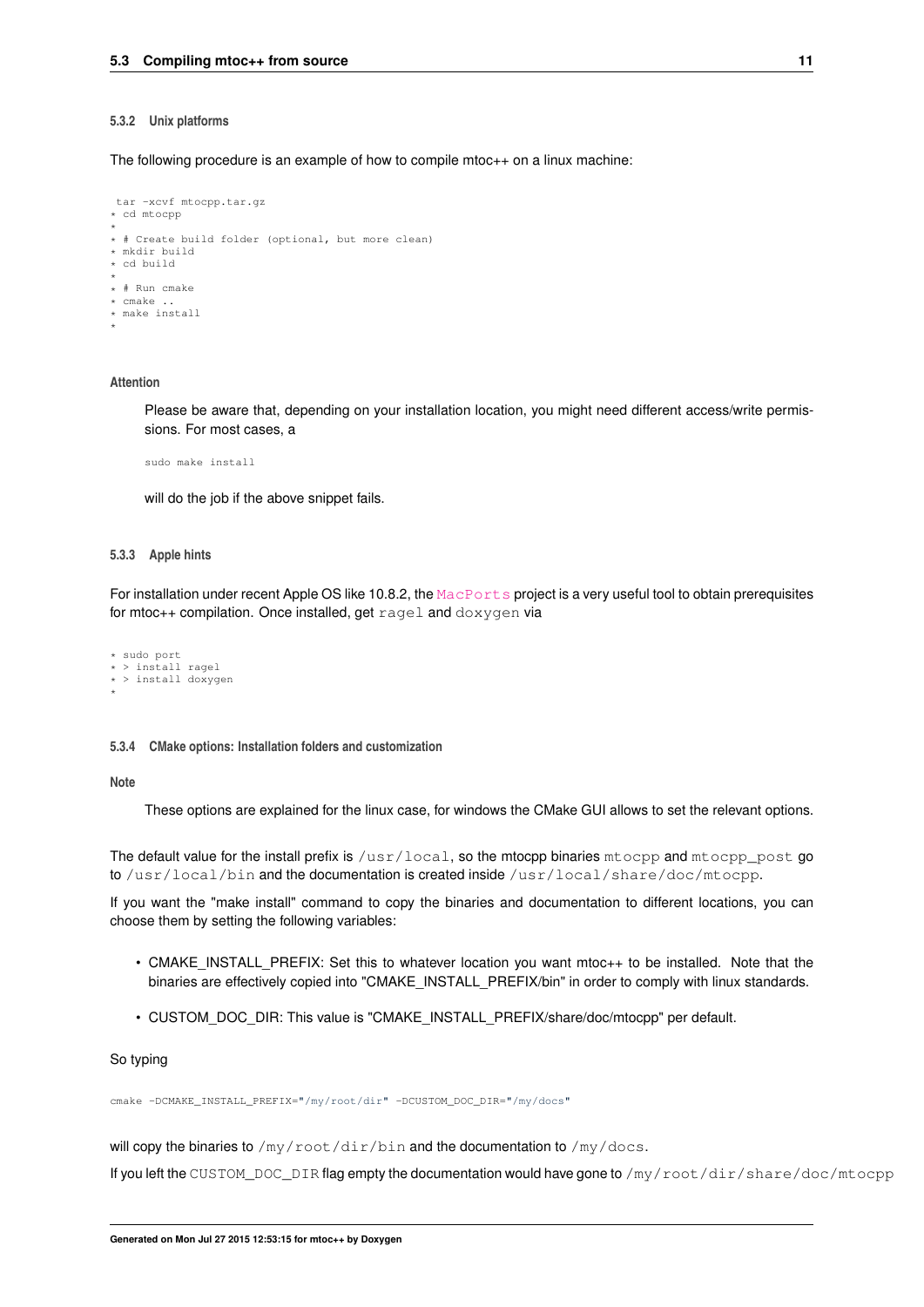#### 5.3.2 Unix platforms

The following procedure is an example of how to compile mtoc++ on a linux machine:

```
 tar -xcvf mtocpp.tar.gz
* cd mtocpp
*
* # Create build folder (optional, but more clean)
* mkdir build
* cd build
*
* # Run cmake
* cmake ..
* make install
*
```

**Attention**

Please be aware that, depending on your installation location, you might need different access/write permissions. For most cases, a

```
sudo make install
```

will do the job if the above snippet fails.

#### 5.3.3 Apple hints

For installation under recent Apple OS like 10.8.2, the `MacPorts` project is a very useful tool to obtain prerequisites for mtoc++ compilation. Once installed, get `ragel` and `doxygen` via

```
* sudo port
* > install ragel
* > install doxygen
*
```

#### 5.3.4 CMake options: Installation folders and customization

**Note**

These options are explained for the linux case, for windows the CMake GUI allows to set the relevant options.

The default value for the install prefix is `/usr/local`, so the mtocpp binaries `mtocpp` and `mtocpp_post` go to `/usr/local/bin` and the documentation is created inside `/usr/local/share/doc/mtocpp`.

If you want the "make install" command to copy the binaries and documentation to different locations, you can choose them by setting the following variables:

- CMAKE_INSTALL_PREFIX: Set this to whatever location you want mtoc++ to be installed. Note that the binaries are effectively copied into "CMAKE_INSTALL_PREFIX/bin" in order to comply with linux standards.
- CUSTOM_DOC_DIR: This value is "CMAKE_INSTALL_PREFIX/share/doc/mtocpp" per default.

So typing

```
cmake -DCMAKE_INSTALL_PREFIX="/my/root/dir" -DCUSTOM_DOC_DIR="/my/docs"
```

will copy the binaries to `/my/root/dir/bin` and the documentation to `/my/docs`.

If you left the `CUSTOM_DOC_DIR` flag empty the documentation would have gone to `/my/root/dir/share/doc/mtocpp`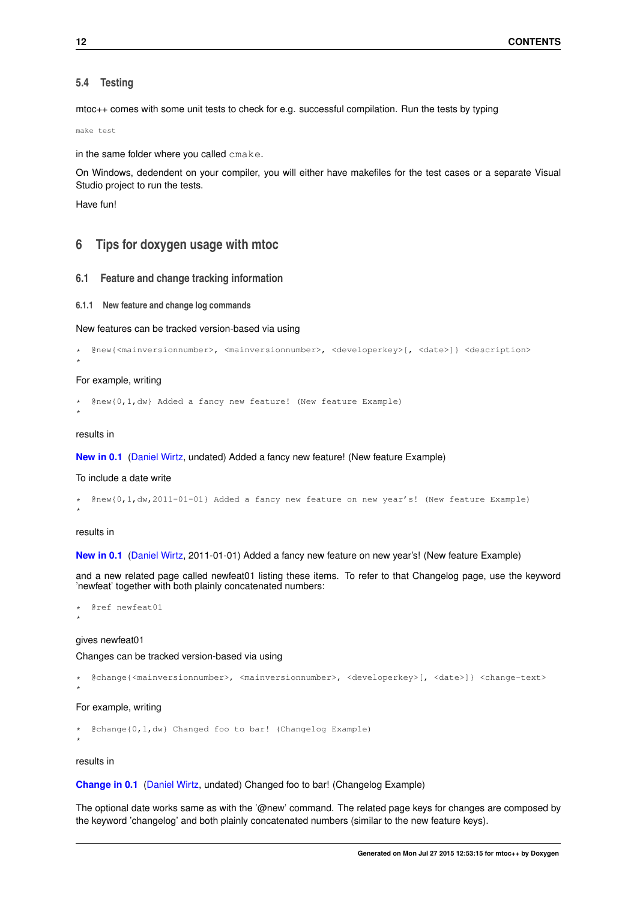### 5.4 Testing

mtoc++ comes with some unit tests to check for e.g. successful compilation. Run the tests by typing

```
make test
```

in the same folder where you called `cmake`.

On Windows, dedendent on your compiler, you will either have makefiles for the test cases or a separate Visual Studio project to run the tests.

Have fun!

## 6 Tips for doxygen usage with mtoc

### 6.1 Feature and change tracking information

#### 6.1.1 New feature and change log commands

New features can be tracked version-based via using

```
*  @new{<mainversionnumber>, <mainversionnumber>, <developerkey>[, <date>]} <description>
*
```

For example, writing

```
*  @new{0,1,dw} Added a fancy new feature! (New feature Example)
*
```

results in

**New in 0.1** (Daniel Wirtz, undated) Added a fancy new feature! (New feature Example)

To include a date write

```
*  @new{0,1,dw,2011-01-01} Added a fancy new feature on new year's! (New feature Example)
*
```

results in

**New in 0.1** (Daniel Wirtz, 2011-01-01) Added a fancy new feature on new year's! (New feature Example)

and a new related page called newfeat01 listing these items. To refer to that Changelog page, use the keyword 'newfeat' together with both plainly concatenated numbers:

```
*  @ref newfeat01
*
```

gives newfeat01

Changes can be tracked version-based via using

```
*  @change{<mainversionnumber>, <mainversionnumber>, <developerkey>[, <date>]} <change-text>
*
```

For example, writing

```
*  @change{0,1,dw} Changed foo to bar! (Changelog Example)
*
```

results in

**Change in 0.1** (Daniel Wirtz, undated) Changed foo to bar! (Changelog Example)

The optional date works same as with the '@new' command. The related page keys for changes are composed by the keyword 'changelog' and both plainly concatenated numbers (similar to the new feature keys).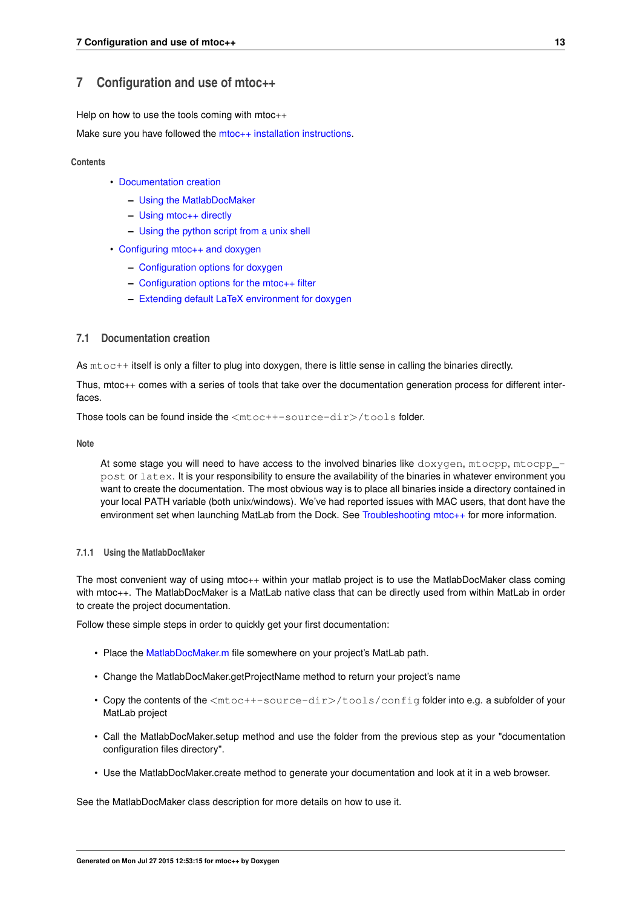# 7 Configuration and use of mtoc++

Help on how to use the tools coming with mtoc++

Make sure you have followed the mtoc++ installation instructions.

**Contents**

- Documentation creation
  - Using the MatlabDocMaker
  - Using mtoc++ directly
  - Using the python script from a unix shell
- Configuring mtoc++ and doxygen
  - Configuration options for doxygen
  - Configuration options for the mtoc++ filter
  - Extending default LaTeX environment for doxygen

## 7.1 Documentation creation

As `mtoc++` itself is only a filter to plug into doxygen, there is little sense in calling the binaries directly.

Thus, mtoc++ comes with a series of tools that take over the documentation generation process for different interfaces.

Those tools can be found inside the `<mtoc++-source-dir>/tools` folder.

**Note**

> At some stage you will need to have access to the involved binaries like `doxygen`, `mtocpp`, `mtocpp_post` or `latex`. It is your responsibility to ensure the availability of the binaries in whatever environment you want to create the documentation. The most obvious way is to place all binaries inside a directory contained in your local PATH variable (both unix/windows). We've had reported issues with MAC users, that dont have the environment set when launching MatLab from the Dock. See Troubleshooting mtoc++ for more information.

### 7.1.1 Using the MatlabDocMaker

The most convenient way of using mtoc++ within your matlab project is to use the MatlabDocMaker class coming with mtoc++. The MatlabDocMaker is a MatLab native class that can be directly used from within MatLab in order to create the project documentation.

Follow these simple steps in order to quickly get your first documentation:

- Place the MatlabDocMaker.m file somewhere on your project's MatLab path.
- Change the MatlabDocMaker.getProjectName method to return your project's name
- Copy the contents of the `<mtoc++-source-dir>/tools/config` folder into e.g. a subfolder of your MatLab project
- Call the MatlabDocMaker.setup method and use the folder from the previous step as your "documentation configuration files directory".
- Use the MatlabDocMaker.create method to generate your documentation and look at it in a web browser.

See the MatlabDocMaker class description for more details on how to use it.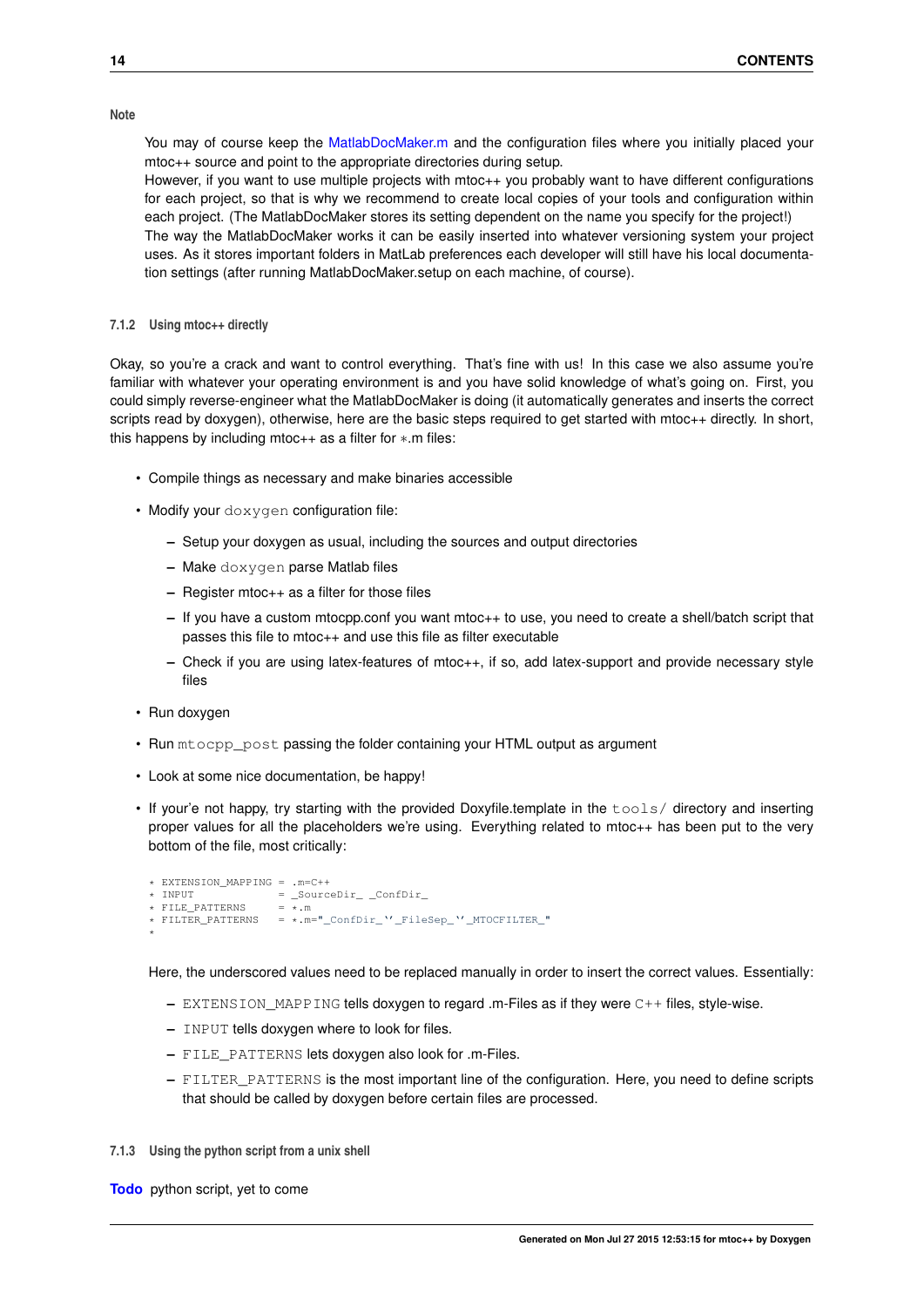**Note**

You may of course keep the MatlabDocMaker.m and the configuration files where you initially placed your mtoc++ source and point to the appropriate directories during setup.
However, if you want to use multiple projects with mtoc++ you probably want to have different configurations for each project, so that is why we recommend to create local copies of your tools and configuration within each project. (The MatlabDocMaker stores its setting dependent on the name you specify for the project!)
The way the MatlabDocMaker works it can be easily inserted into whatever versioning system your project uses. As it stores important folders in MatLab preferences each developer will still have his local documentation settings (after running MatlabDocMaker.setup on each machine, of course).

### 7.1.2 Using mtoc++ directly

Okay, so you're a crack and want to control everything. That's fine with us! In this case we also assume you're familiar with whatever your operating environment is and you have solid knowledge of what's going on. First, you could simply reverse-engineer what the MatlabDocMaker is doing (it automatically generates and inserts the correct scripts read by doxygen), otherwise, here are the basic steps required to get started with mtoc++ directly. In short, this happens by including mtoc++ as a filter for *.m files:

- Compile things as necessary and make binaries accessible
- Modify your `doxygen` configuration file:
  - Setup your doxygen as usual, including the sources and output directories
  - Make `doxygen` parse Matlab files
  - Register mtoc++ as a filter for those files
  - If you have a custom mtocpp.conf you want mtoc++ to use, you need to create a shell/batch script that passes this file to mtoc++ and use this file as filter executable
  - Check if you are using latex-features of mtoc++, if so, add latex-support and provide necessary style files
- Run doxygen
- Run `mtocpp_post` passing the folder containing your HTML output as argument
- Look at some nice documentation, be happy!
- If your'e not happy, try starting with the provided Doxyfile.template in the `tools/` directory and inserting proper values for all the placeholders we're using. Everything related to mtoc++ has been put to the very bottom of the file, most critically:

```
* EXTENSION_MAPPING = .m=C++
* INPUT             = _SourceDir_ _ConfDir_
* FILE_PATTERNS     = *.m
* FILTER_PATTERNS   = *.m="_ConfDir_'_FileSep_'_MTOCFILTER_"
*
```

Here, the underscored values need to be replaced manually in order to insert the correct values. Essentially:

- `EXTENSION_MAPPING` tells doxygen to regard .m-Files as if they were `C++` files, style-wise.
- `INPUT` tells doxygen where to look for files.
- `FILE_PATTERNS` lets doxygen also look for .m-Files.
- `FILTER_PATTERNS` is the most important line of the configuration. Here, you need to define scripts that should be called by doxygen before certain files are processed.

### 7.1.3 Using the python script from a unix shell

**Todo** python script, yet to come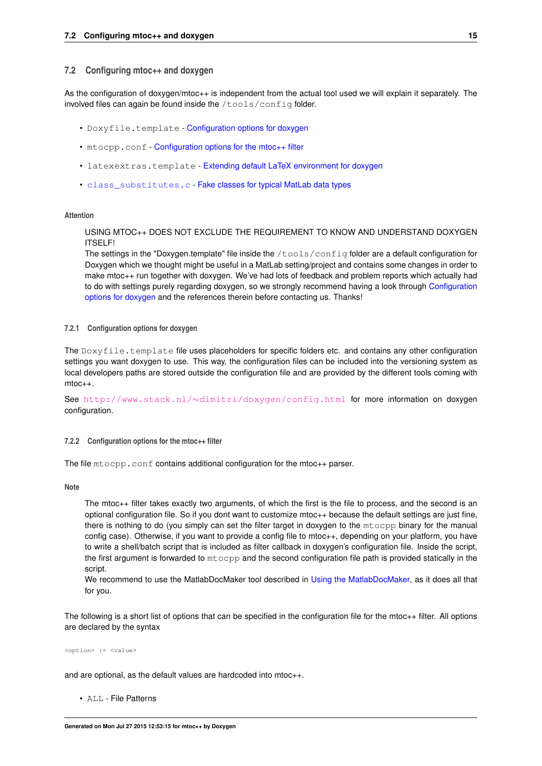## 7.2 Configuring mtoc++ and doxygen

As the configuration of doxygen/mtoc++ is independent from the actual tool used we will explain it separately. The involved files can again be found inside the `/tools/config` folder.

- `Doxyfile.template` - Configuration options for doxygen
- `mtocpp.conf` - Configuration options for the mtoc++ filter
- `latexextras.template` - Extending default LaTeX environment for doxygen
- `class_substitutes.c` - Fake classes for typical MatLab data types

**Attention**

> USING MTOC++ DOES NOT EXCLUDE THE REQUIREMENT TO KNOW AND UNDERSTAND DOXYGEN ITSELF!
> The settings in the "Doxygen.template" file inside the `/tools/config` folder are a default configuration for Doxygen which we thought might be useful in a MatLab setting/project and contains some changes in order to make mtoc++ run together with doxygen. We've had lots of feedback and problem reports which actually had to do with settings purely regarding doxygen, so we strongly recommend having a look through Configuration options for doxygen and the references therein before contacting us. Thanks!

### 7.2.1 Configuration options for doxygen

The `Doxyfile.template` file uses placeholders for specific folders etc. and contains any other configuration settings you want doxygen to use. This way, the configuration files can be included into the versioning system as local developers paths are stored outside the configuration file and are provided by the different tools coming with mtoc++.

See `http://www.stack.nl/~dimitri/doxygen/config.html` for more information on doxygen configuration.

### 7.2.2 Configuration options for the mtoc++ filter

The file `mtocpp.conf` contains additional configuration for the mtoc++ parser.

**Note**

> The mtoc++ filter takes exactly two arguments, of which the first is the file to process, and the second is an optional configuration file. So if you dont want to customize mtoc++ because the default settings are just fine, there is nothing to do (you simply can set the filter target in doxygen to the `mtocpp` binary for the manual config case). Otherwise, if you want to provide a config file to mtoc++, depending on your platform, you have to write a shell/batch script that is included as filter callback in doxygen's configuration file. Inside the script, the first argument is forwarded to `mtocpp` and the second configuration file path is provided statically in the script.
> We recommend to use the MatlabDocMaker tool described in Using the MatlabDocMaker, as it does all that for you.

The following is a short list of options that can be specified in the configuration file for the mtoc++ filter. All options are declared by the syntax

```
<option> := <value>
```

and are optional, as the default values are hardcoded into mtoc++.

- `ALL` - File Patterns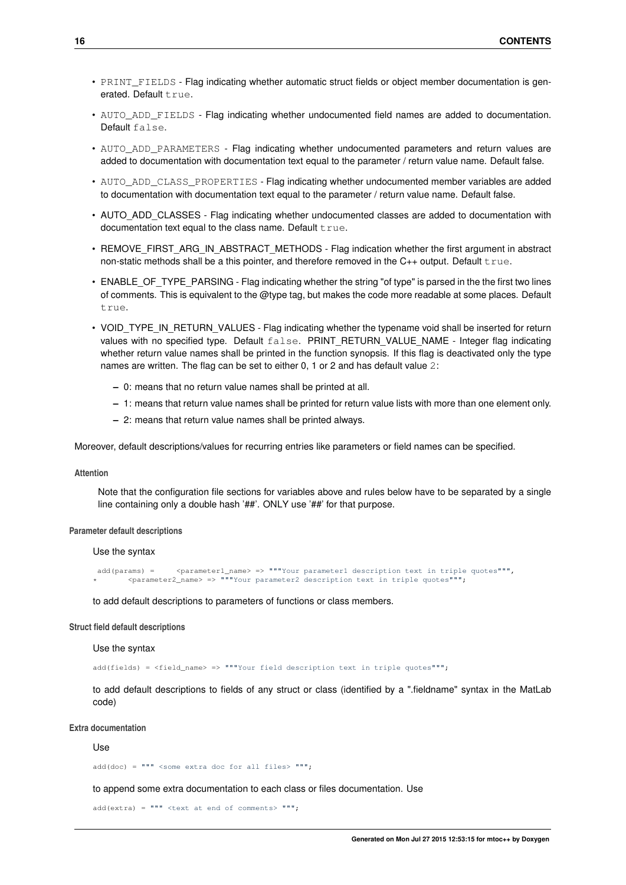- `PRINT_FIELDS` - Flag indicating whether automatic struct fields or object member documentation is generated. Default `true`.
- `AUTO_ADD_FIELDS` - Flag indicating whether undocumented field names are added to documentation. Default `false`.
- `AUTO_ADD_PARAMETERS` - Flag indicating whether undocumented parameters and return values are added to documentation with documentation text equal to the parameter / return value name. Default false.
- `AUTO_ADD_CLASS_PROPERTIES` - Flag indicating whether undocumented member variables are added to documentation with documentation text equal to the parameter / return value name. Default false.
- AUTO_ADD_CLASSES - Flag indicating whether undocumented classes are added to documentation with documentation text equal to the class name. Default `true`.
- REMOVE_FIRST_ARG_IN_ABSTRACT_METHODS - Flag indication whether the first argument in abstract non-static methods shall be a this pointer, and therefore removed in the C++ output. Default `true`.
- ENABLE_OF_TYPE_PARSING - Flag indicating whether the string "of type" is parsed in the the first two lines of comments. This is equivalent to the @type tag, but makes the code more readable at some places. Default `true`.
- VOID_TYPE_IN_RETURN_VALUES - Flag indicating whether the typename void shall be inserted for return values with no specified type. Default `false`. PRINT_RETURN_VALUE_NAME - Integer flag indicating whether return value names shall be printed in the function synopsis. If this flag is deactivated only the type names are written. The flag can be set to either 0, 1 or 2 and has default value `2`:
  - 0: means that no return value names shall be printed at all.
  - 1: means that return value names shall be printed for return value lists with more than one element only.
  - 2: means that return value names shall be printed always.

Moreover, default descriptions/values for recurring entries like parameters or field names can be specified.

**Attention**

Note that the configuration file sections for variables above and rules below have to be separated by a single line containing only a double hash '##'. ONLY use '##' for that purpose.

**Parameter default descriptions**

Use the syntax

```
add(params) =     <parameter1_name> => """Your parameter1 description text in triple quotes""",
*       <parameter2_name> => """Your parameter2 description text in triple quotes""";
```

to add default descriptions to parameters of functions or class members.

**Struct field default descriptions**

Use the syntax

```
add(fields) = <field_name> => """Your field description text in triple quotes""";
```

to add default descriptions to fields of any struct or class (identified by a ".fieldname" syntax in the MatLab code)

**Extra documentation**

Use

```
add(doc) = """ <some extra doc for all files> """;
```

to append some extra documentation to each class or files documentation. Use

```
add(extra) = """ <text at end of comments> """;
```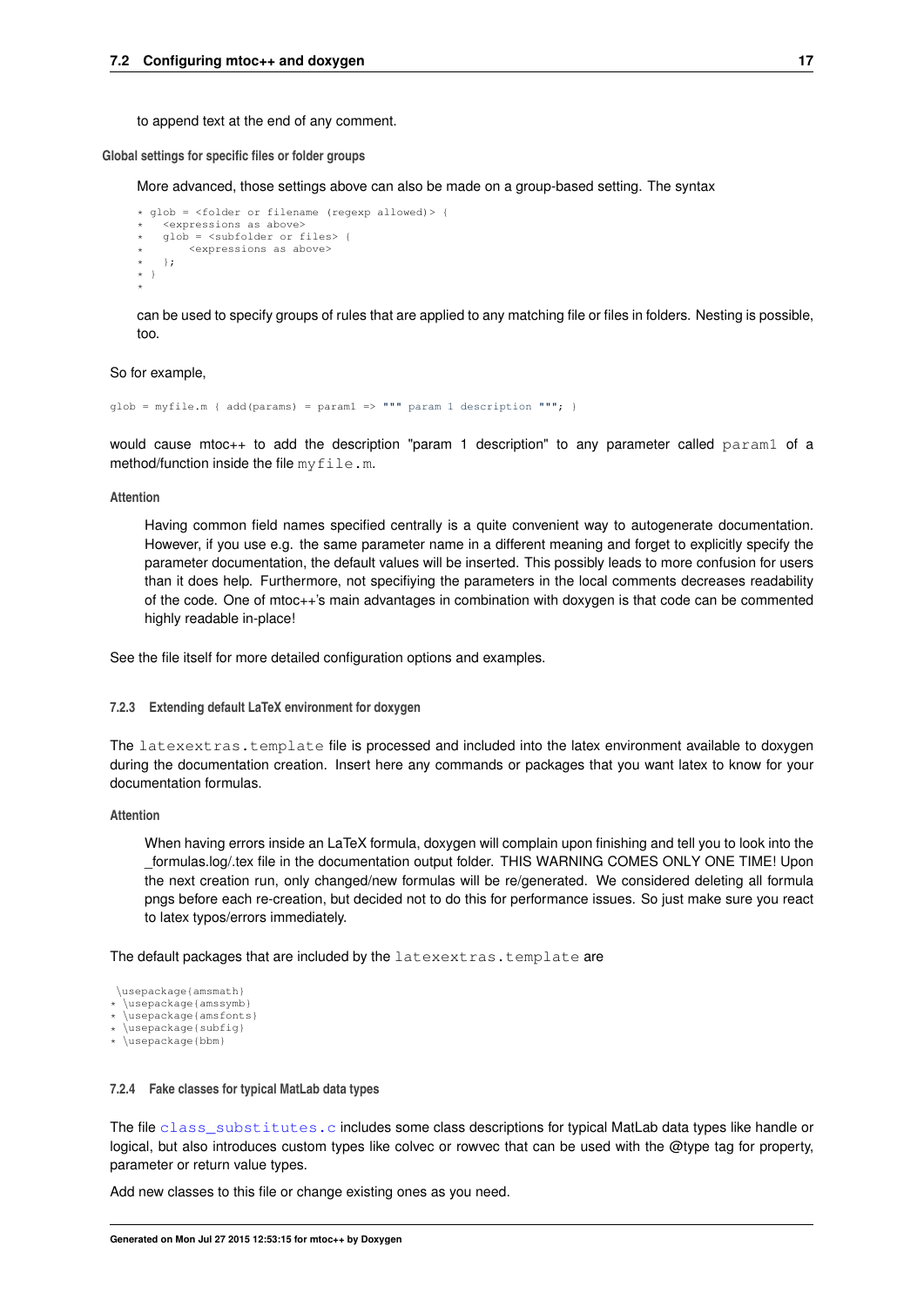to append text at the end of any comment.

**Global settings for specific files or folder groups**

More advanced, those settings above can also be made on a group-based setting. The syntax

```
* glob = <folder or filename (regexp allowed)> {
*   <expressions as above>
*   glob = <subfolder or files> {
*       <expressions as above>
*   };
* }
*
```

can be used to specify groups of rules that are applied to any matching file or files in folders. Nesting is possible, too.

So for example,

```
glob = myfile.m { add(params) = param1 => """ param 1 description """; }
```

would cause mtoc++ to add the description "param 1 description" to any parameter called `param1` of a method/function inside the file `myfile.m`.

**Attention**

Having common field names specified centrally is a quite convenient way to autogenerate documentation. However, if you use e.g. the same parameter name in a different meaning and forget to explicitly specify the parameter documentation, the default values will be inserted. This possibly leads to more confusion for users than it does help. Furthermore, not specifiying the parameters in the local comments decreases readability of the code. One of mtoc++'s main advantages in combination with doxygen is that code can be commented highly readable in-place!

See the file itself for more detailed configuration options and examples.

#### 7.2.3 Extending default LaTeX environment for doxygen

The `latexextras.template` file is processed and included into the latex environment available to doxygen during the documentation creation. Insert here any commands or packages that you want latex to know for your documentation formulas.

**Attention**

When having errors inside an LaTeX formula, doxygen will complain upon finishing and tell you to look into the _formulas.log/.tex file in the documentation output folder. THIS WARNING COMES ONLY ONE TIME! Upon the next creation run, only changed/new formulas will be re/generated. We considered deleting all formula pngs before each re-creation, but decided not to do this for performance issues. So just make sure you react to latex typos/errors immediately.

The default packages that are included by the `latexextras.template` are

```
 \usepackage{amsmath}
* \usepackage{amssymb}
* \usepackage{amsfonts}
* \usepackage{subfig}
* \usepackage{bbm}
```

#### 7.2.4 Fake classes for typical MatLab data types

The file `class_substitutes.c` includes some class descriptions for typical MatLab data types like handle or logical, but also introduces custom types like colvec or rowvec that can be used with the @type tag for property, parameter or return value types.

Add new classes to this file or change existing ones as you need.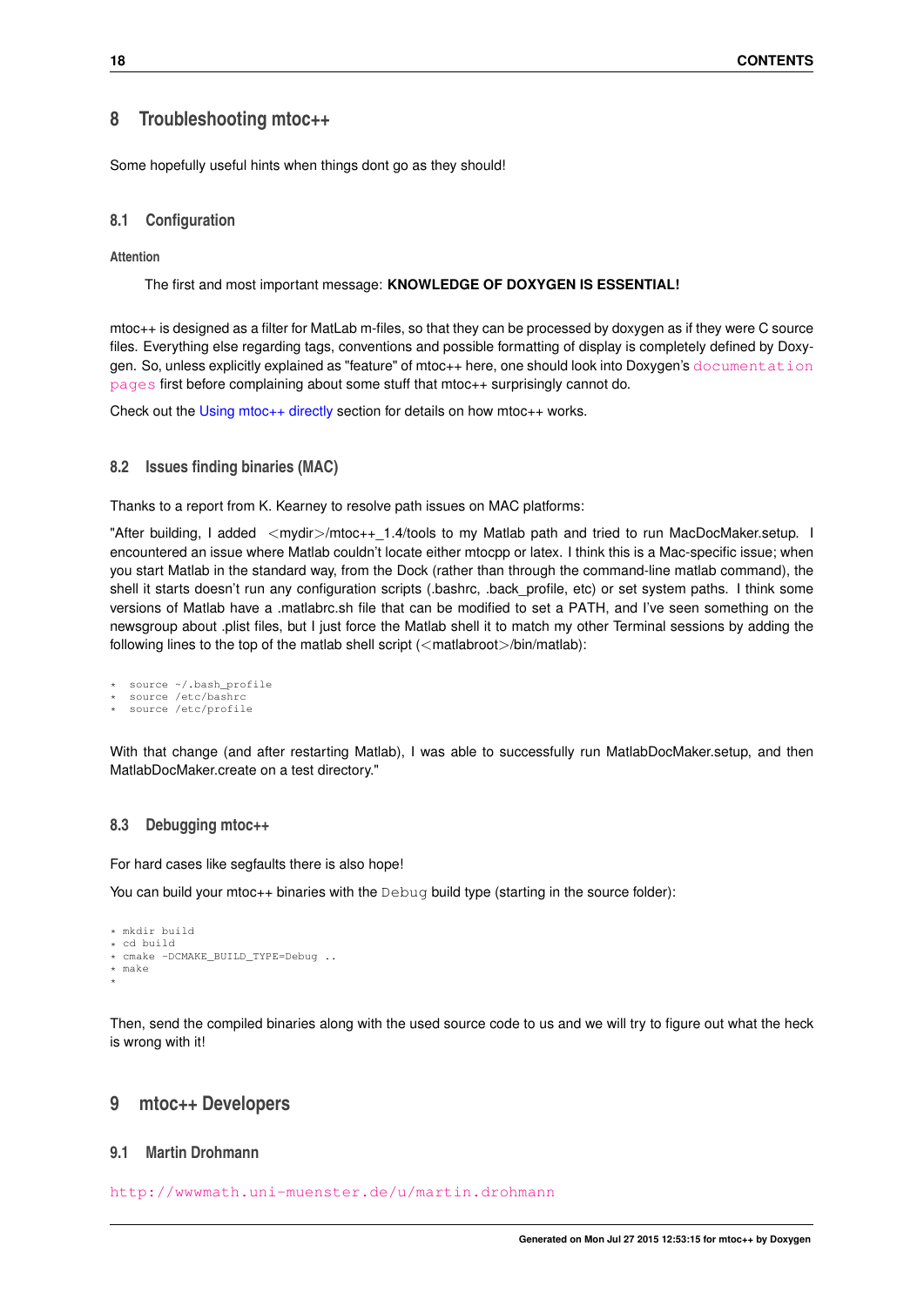# 8 Troubleshooting mtoc++

Some hopefully useful hints when things dont go as they should!

## 8.1 Configuration

**Attention**

The first and most important message: **KNOWLEDGE OF DOXYGEN IS ESSENTIAL!**

mtoc++ is designed as a filter for MatLab m-files, so that they can be processed by doxygen as if they were C source files. Everything else regarding tags, conventions and possible formatting of display is completely defined by Doxygen. So, unless explicitly explained as "feature" of mtoc++ here, one should look into Doxygen's documentation pages first before complaining about some stuff that mtoc++ surprisingly cannot do.

Check out the Using mtoc++ directly section for details on how mtoc++ works.

## 8.2 Issues finding binaries (MAC)

Thanks to a report from K. Kearney to resolve path issues on MAC platforms:

"After building, I added <mydir>/mtoc++_1.4/tools to my Matlab path and tried to run MacDocMaker.setup. I encountered an issue where Matlab couldn't locate either mtocpp or latex. I think this is a Mac-specific issue; when you start Matlab in the standard way, from the Dock (rather than through the command-line matlab command), the shell it starts doesn't run any configuration scripts (.bashrc, .back_profile, etc) or set system paths. I think some versions of Matlab have a .matlabrc.sh file that can be modified to set a PATH, and I've seen something on the newsgroup about .plist files, but I just force the Matlab shell it to match my other Terminal sessions by adding the following lines to the top of the matlab shell script (<matlabroot>/bin/matlab):

```
*  source ~/.bash_profile
*  source /etc/bashrc
*  source /etc/profile
```

With that change (and after restarting Matlab), I was able to successfully run MatlabDocMaker.setup, and then MatlabDocMaker.create on a test directory."

## 8.3 Debugging mtoc++

For hard cases like segfaults there is also hope!

You can build your mtoc++ binaries with the `Debug` build type (starting in the source folder):

```
* mkdir build
* cd build
* cmake -DCMAKE_BUILD_TYPE=Debug ..
* make
*
```

Then, send the compiled binaries along with the used source code to us and we will try to figure out what the heck is wrong with it!

# 9 mtoc++ Developers

## 9.1 Martin Drohmann

http://wwwmath.uni-muenster.de/u/martin.drohmann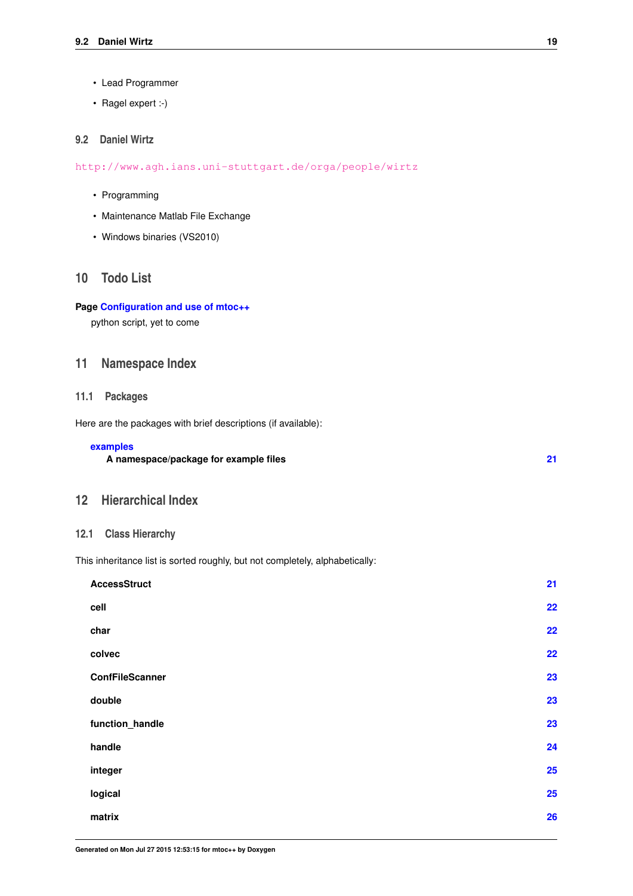- Lead Programmer
- Ragel expert :-)

### 9.2 Daniel Wirtz

http://www.agh.ians.uni-stuttgart.de/orga/people/wirtz

- Programming
- Maintenance Matlab File Exchange
- Windows binaries (VS2010)

## 10 Todo List

**Page Configuration and use of mtoc++**
python script, yet to come

## 11 Namespace Index

### 11.1 Packages

Here are the packages with brief descriptions (if available):

| | |
|---|---|
| **examples**<br>**A namespace/package for example files** | 21 |

## 12 Hierarchical Index

### 12.1 Class Hierarchy

This inheritance list is sorted roughly, but not completely, alphabetically:

| | |
|---|---|
| **AccessStruct** | 21 |
| **cell** | 22 |
| **char** | 22 |
| **colvec** | 22 |
| **ConfFileScanner** | 23 |
| **double** | 23 |
| **function_handle** | 23 |
| **handle** | 24 |
| **integer** | 25 |
| **logical** | 25 |
| **matrix** | 26 |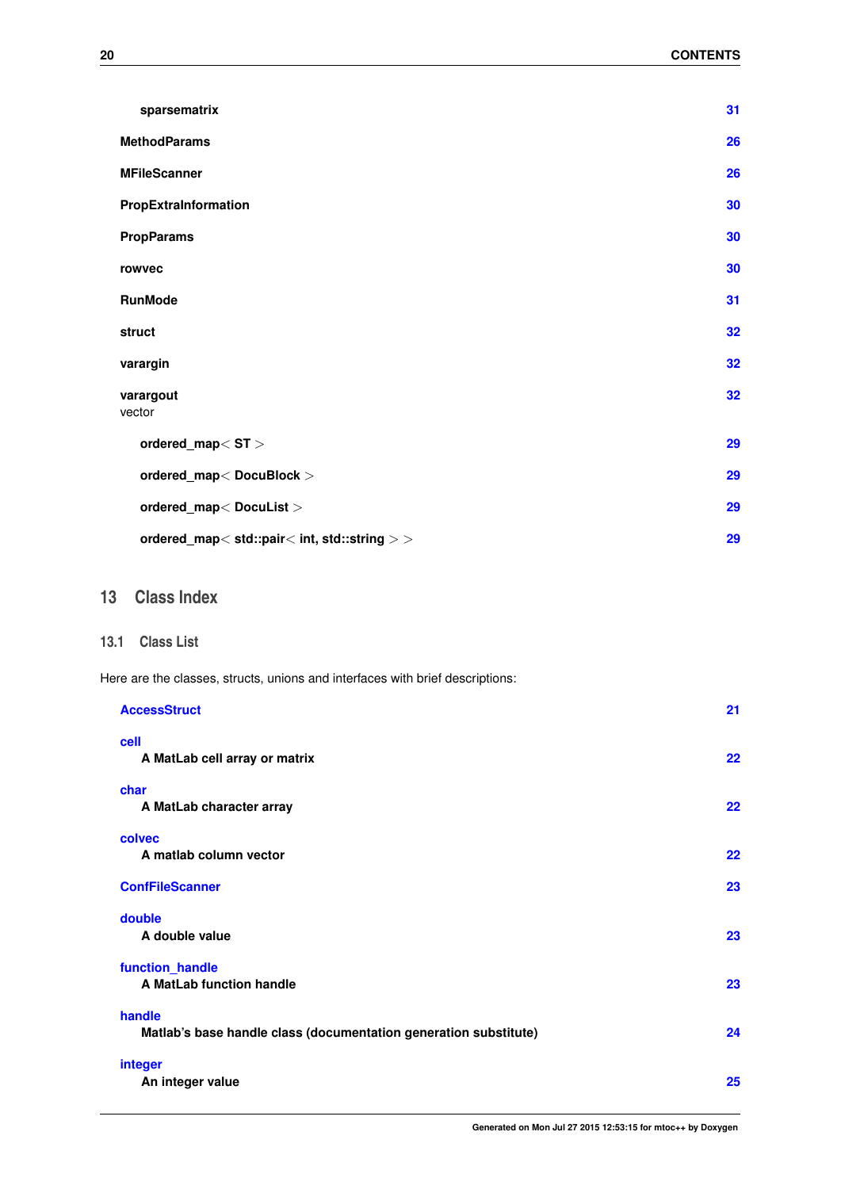sparsematrix 31

**MethodParams** 26

**MFileScanner** 26

**PropExtraInformation** 30

**PropParams** 30

**rowvec** 30

**RunMode** 31

**struct** 32

**varargin** 32

**varargout** 32

vector

**ordered_map< ST >** 29

**ordered_map< DocuBlock >** 29

**ordered_map< DocuList >** 29

**ordered_map< std::pair< int, std::string > >** 29

# 13 Class Index

## 13.1 Class List

Here are the classes, structs, unions and interfaces with brief descriptions:

**AccessStruct** 21

**cell**
**A MatLab cell array or matrix** 22

**char**
**A MatLab character array** 22

**colvec**
**A matlab column vector** 22

**ConfFileScanner** 23

**double**
**A double value** 23

**function_handle**
**A MatLab function handle** 23

**handle**
**Matlab's base handle class (documentation generation substitute)** 24

**integer**
**An integer value** 25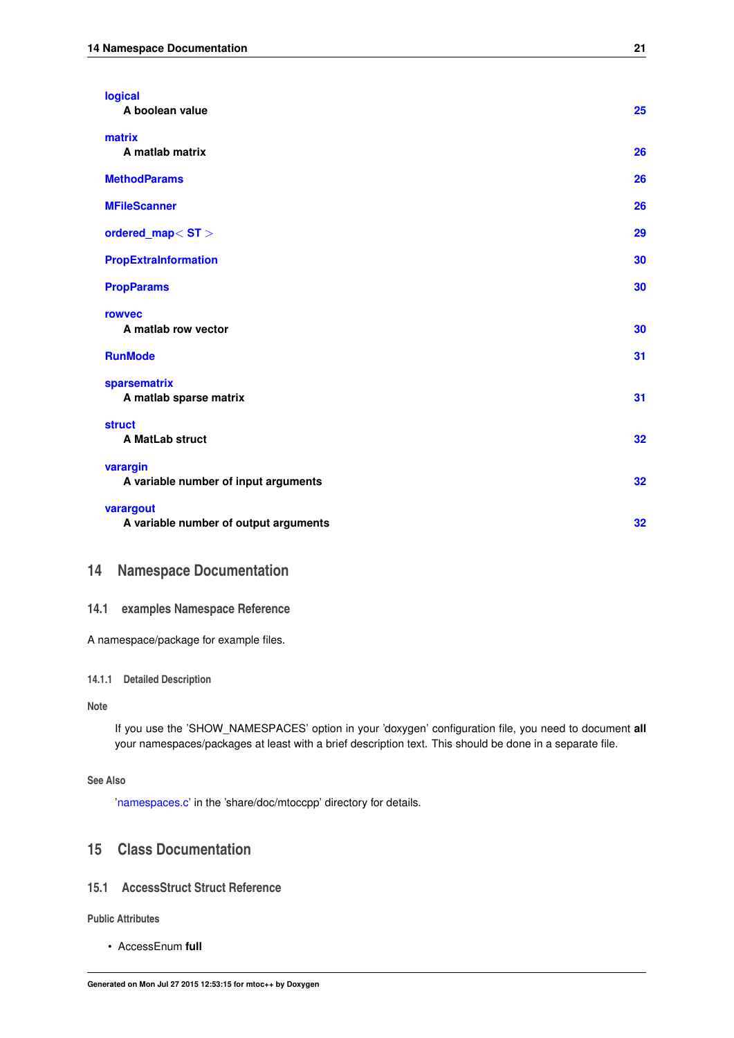**logical**
A boolean value 25

**matrix**
A matlab matrix 26

**MethodParams** 26

**MFileScanner** 26

**ordered_map< ST >** 29

**PropExtraInformation** 30

**PropParams** 30

**rowvec**
A matlab row vector 30

**RunMode** 31

**sparsematrix**
A matlab sparse matrix 31

**struct**
A MatLab struct 32

**varargin**
A variable number of input arguments 32

**varargout**
A variable number of output arguments 32

# 14 Namespace Documentation

## 14.1 examples Namespace Reference

A namespace/package for example files.

### 14.1.1 Detailed Description

**Note**

If you use the 'SHOW_NAMESPACES' option in your 'doxygen' configuration file, you need to document **all** your namespaces/packages at least with a brief description text. This should be done in a separate file.

**See Also**

'namespaces.c' in the 'share/doc/mtoccpp' directory for details.

# 15 Class Documentation

## 15.1 AccessStruct Struct Reference

**Public Attributes**

- AccessEnum **full**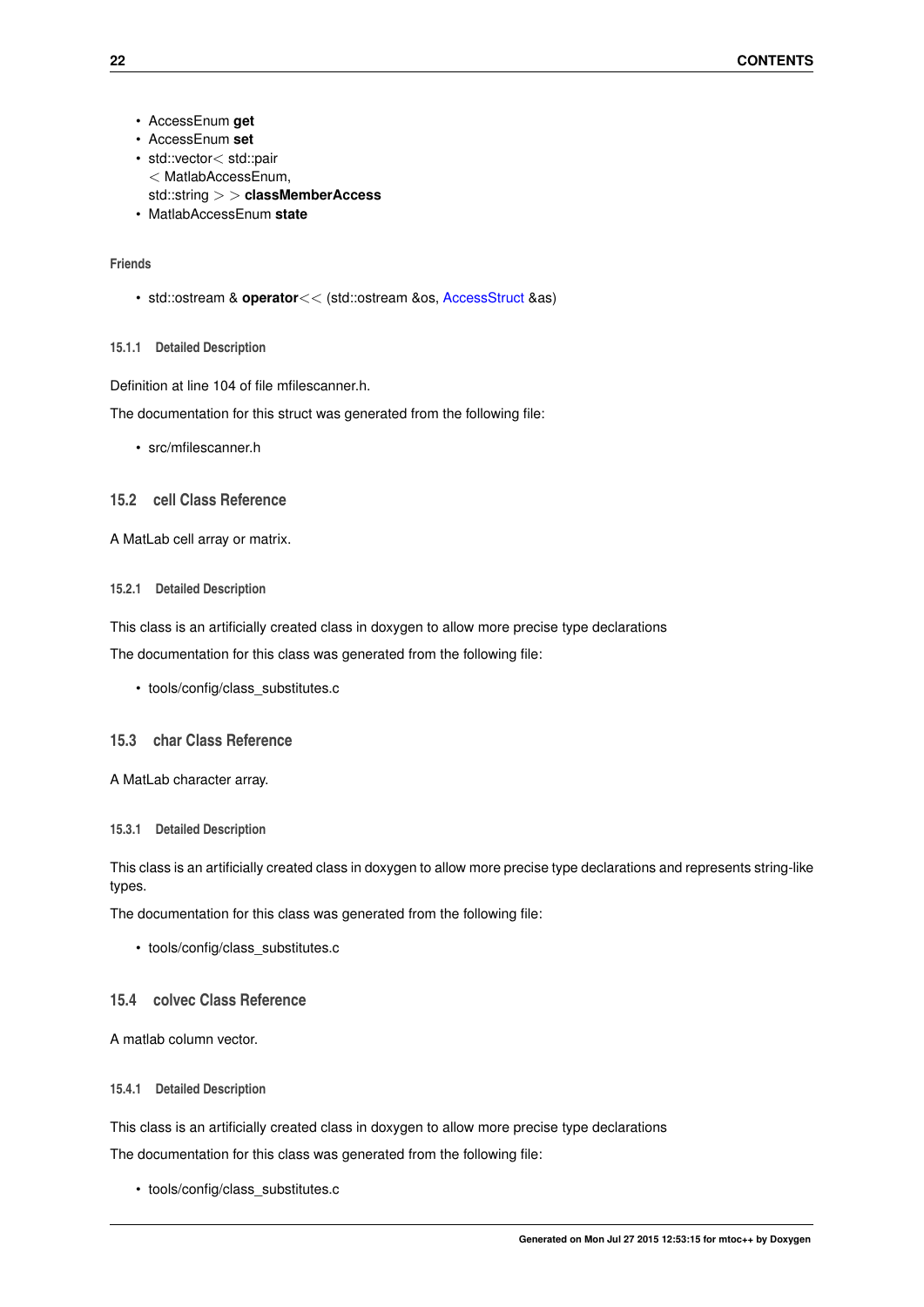- AccessEnum **get**
- AccessEnum **set**
- std::vector< std::pair < MatlabAccessEnum, std::string > > **classMemberAccess**
- MatlabAccessEnum **state**

#### Friends

- std::ostream & **operator<<** (std::ostream &os, AccessStruct &as)

#### 15.1.1 Detailed Description

Definition at line 104 of file mfilescanner.h.

The documentation for this struct was generated from the following file:

- src/mfilescanner.h

### 15.2 cell Class Reference

A MatLab cell array or matrix.

#### 15.2.1 Detailed Description

This class is an artificially created class in doxygen to allow more precise type declarations

The documentation for this class was generated from the following file:

- tools/config/class_substitutes.c

### 15.3 char Class Reference

A MatLab character array.

#### 15.3.1 Detailed Description

This class is an artificially created class in doxygen to allow more precise type declarations and represents string-like types.

The documentation for this class was generated from the following file:

- tools/config/class_substitutes.c

### 15.4 colvec Class Reference

A matlab column vector.

#### 15.4.1 Detailed Description

This class is an artificially created class in doxygen to allow more precise type declarations

The documentation for this class was generated from the following file:

- tools/config/class_substitutes.c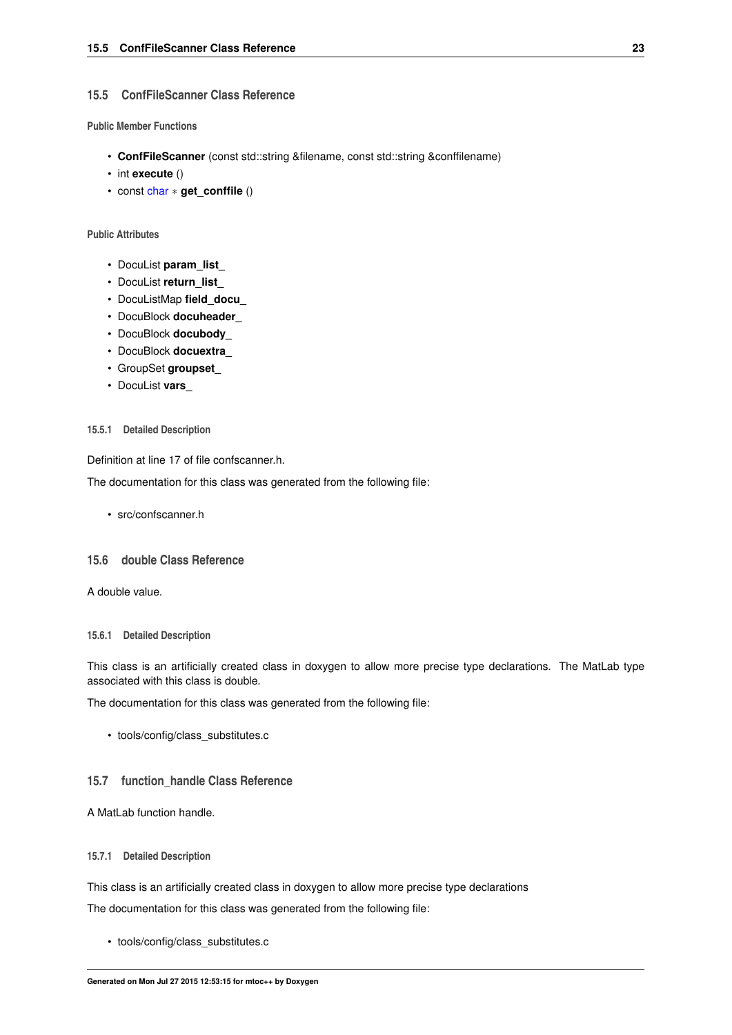## 15.5 ConfFileScanner Class Reference

### Public Member Functions

- **ConfFileScanner** (const std::string &filename, const std::string &conffilename)
- int **execute** ()
- const char * **get_conffile** ()

### Public Attributes

- DocuList **param_list_**
- DocuList **return_list_**
- DocuListMap **field_docu_**
- DocuBlock **docuheader_**
- DocuBlock **docubody_**
- DocuBlock **docuextra_**
- GroupSet **groupset_**
- DocuList **vars_**

#### 15.5.1 Detailed Description

Definition at line 17 of file confscanner.h.

The documentation for this class was generated from the following file:

- src/confscanner.h

## 15.6 double Class Reference

A double value.

#### 15.6.1 Detailed Description

This class is an artificially created class in doxygen to allow more precise type declarations. The MatLab type associated with this class is double.

The documentation for this class was generated from the following file:

- tools/config/class_substitutes.c

## 15.7 function_handle Class Reference

A MatLab function handle.

#### 15.7.1 Detailed Description

This class is an artificially created class in doxygen to allow more precise type declarations

The documentation for this class was generated from the following file:

- tools/config/class_substitutes.c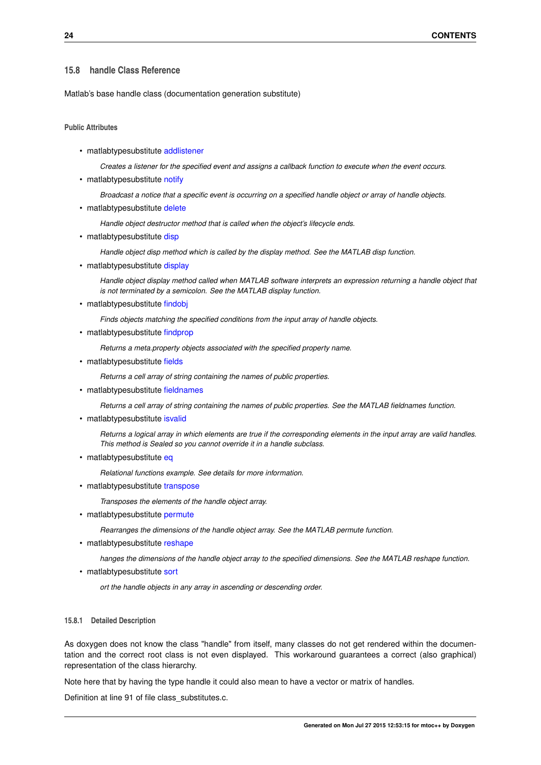## 15.8 handle Class Reference

Matlab's base handle class (documentation generation substitute)

### Public Attributes

- matlabtypesubstitute addlistener

  *Creates a listener for the specified event and assigns a callback function to execute when the event occurs.*
- matlabtypesubstitute notify

  *Broadcast a notice that a specific event is occurring on a specified handle object or array of handle objects.*
- matlabtypesubstitute delete

  *Handle object destructor method that is called when the object's lifecycle ends.*
- matlabtypesubstitute disp

  *Handle object disp method which is called by the display method. See the MATLAB disp function.*
- matlabtypesubstitute display

  *Handle object display method called when MATLAB software interprets an expression returning a handle object that is not terminated by a semicolon. See the MATLAB display function.*
- matlabtypesubstitute findobj

  *Finds objects matching the specified conditions from the input array of handle objects.*
- matlabtypesubstitute findprop

  *Returns a meta.property objects associated with the specified property name.*
- matlabtypesubstitute fields

  *Returns a cell array of string containing the names of public properties.*
- matlabtypesubstitute fieldnames

  *Returns a cell array of string containing the names of public properties. See the MATLAB fieldnames function.*
- matlabtypesubstitute isvalid

  *Returns a logical array in which elements are true if the corresponding elements in the input array are valid handles. This method is Sealed so you cannot override it in a handle subclass.*
- matlabtypesubstitute eq

  *Relational functions example. See details for more information.*
- matlabtypesubstitute transpose

  *Transposes the elements of the handle object array.*
- matlabtypesubstitute permute

  *Rearranges the dimensions of the handle object array. See the MATLAB permute function.*
- matlabtypesubstitute reshape

  *hanges the dimensions of the handle object array to the specified dimensions. See the MATLAB reshape function.*
- matlabtypesubstitute sort

  *ort the handle objects in any array in ascending or descending order.*

### 15.8.1 Detailed Description

As doxygen does not know the class "handle" from itself, many classes do not get rendered within the documentation and the correct root class is not even displayed. This workaround guarantees a correct (also graphical) representation of the class hierarchy.

Note here that by having the type handle it could also mean to have a vector or matrix of handles.

Definition at line 91 of file class_substitutes.c.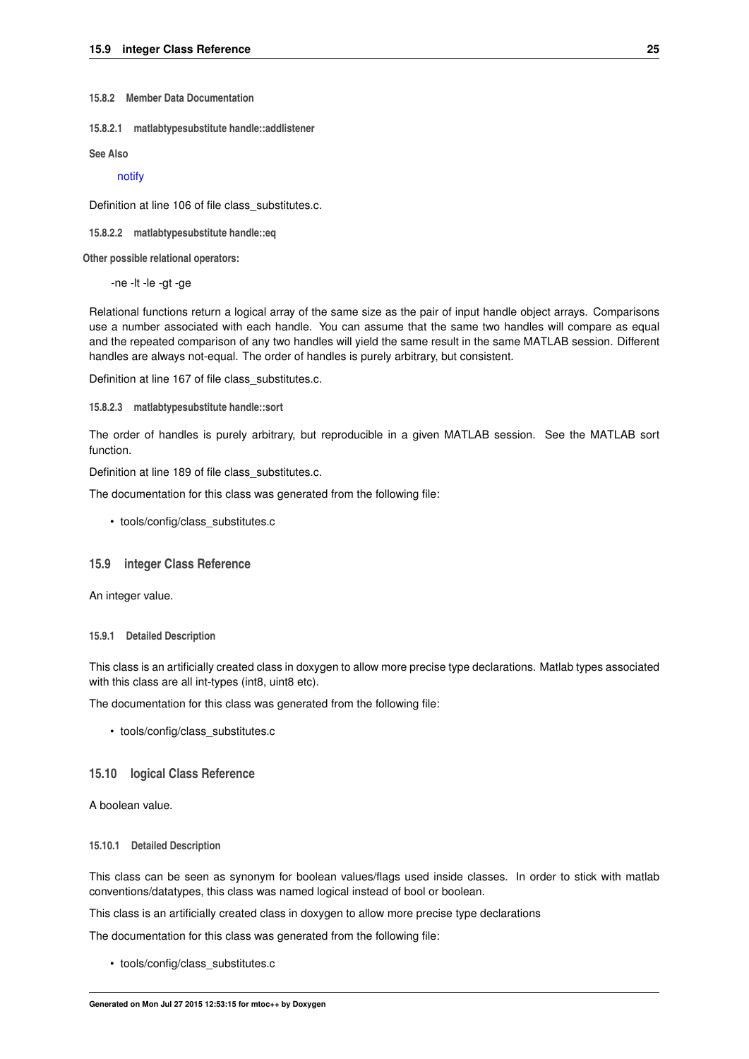### 15.8.2 Member Data Documentation

#### 15.8.2.1 matlabtypesubstitute handle::addlistener

**See Also**

notify

Definition at line 106 of file class_substitutes.c.

#### 15.8.2.2 matlabtypesubstitute handle::eq

**Other possible relational operators:**

-ne -lt -le -gt -ge

Relational functions return a logical array of the same size as the pair of input handle object arrays. Comparisons use a number associated with each handle. You can assume that the same two handles will compare as equal and the repeated comparison of any two handles will yield the same result in the same MATLAB session. Different handles are always not-equal. The order of handles is purely arbitrary, but consistent.

Definition at line 167 of file class_substitutes.c.

#### 15.8.2.3 matlabtypesubstitute handle::sort

The order of handles is purely arbitrary, but reproducible in a given MATLAB session. See the MATLAB sort function.

Definition at line 189 of file class_substitutes.c.

The documentation for this class was generated from the following file:

- tools/config/class_substitutes.c

## 15.9 integer Class Reference

An integer value.

### 15.9.1 Detailed Description

This class is an artificially created class in doxygen to allow more precise type declarations. Matlab types associated with this class are all int-types (int8, uint8 etc).

The documentation for this class was generated from the following file:

- tools/config/class_substitutes.c

## 15.10 logical Class Reference

A boolean value.

### 15.10.1 Detailed Description

This class can be seen as synonym for boolean values/flags used inside classes. In order to stick with matlab conventions/datatypes, this class was named logical instead of bool or boolean.

This class is an artificially created class in doxygen to allow more precise type declarations

The documentation for this class was generated from the following file:

- tools/config/class_substitutes.c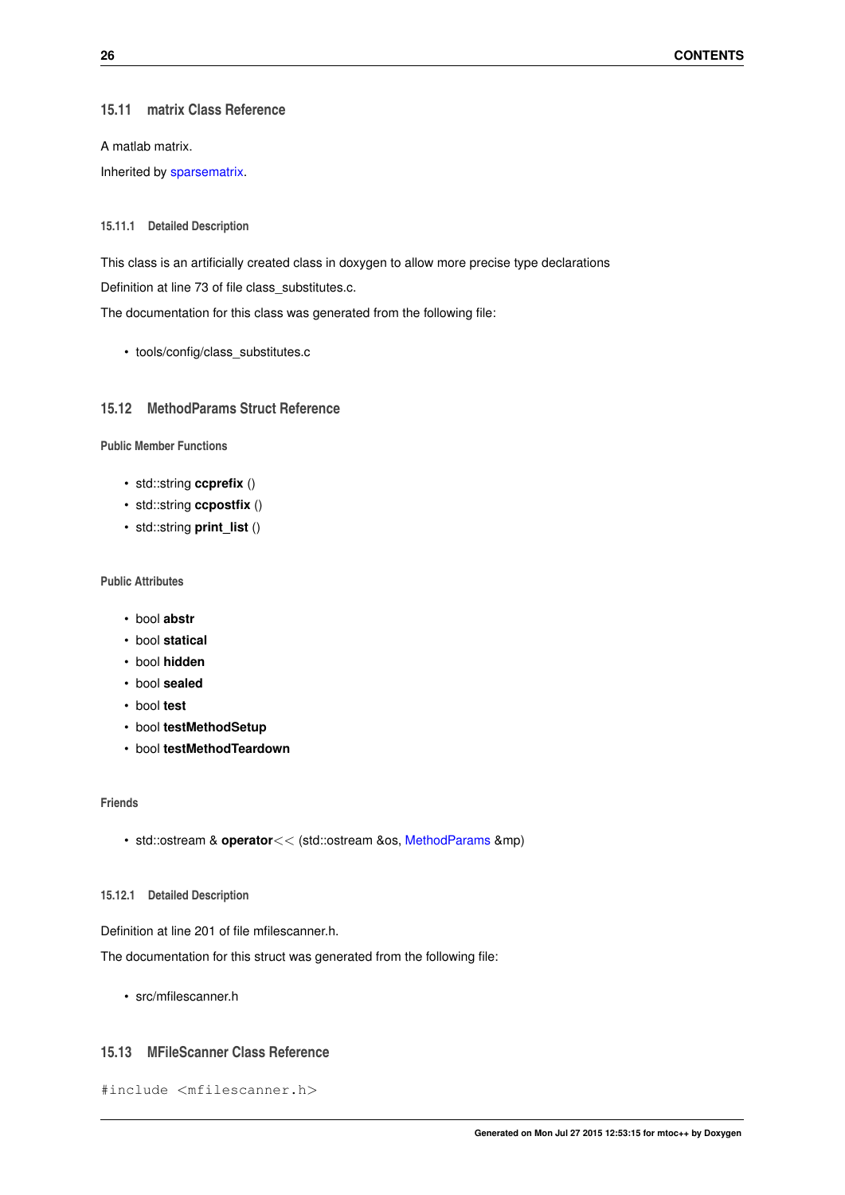## 15.11 matrix Class Reference

A matlab matrix.

Inherited by sparsematrix.

### 15.11.1 Detailed Description

This class is an artificially created class in doxygen to allow more precise type declarations

Definition at line 73 of file class_substitutes.c.

The documentation for this class was generated from the following file:

- tools/config/class_substitutes.c

## 15.12 MethodParams Struct Reference

**Public Member Functions**

- std::string **ccprefix** ()
- std::string **ccpostfix** ()
- std::string **print_list** ()

**Public Attributes**

- bool **abstr**
- bool **statical**
- bool **hidden**
- bool **sealed**
- bool **test**
- bool **testMethodSetup**
- bool **testMethodTeardown**

**Friends**

- std::ostream & **operator**<< (std::ostream &os, MethodParams &mp)

### 15.12.1 Detailed Description

Definition at line 201 of file mfilescanner.h.

The documentation for this struct was generated from the following file:

- src/mfilescanner.h

## 15.13 MFileScanner Class Reference

```
#include <mfilescanner.h>
```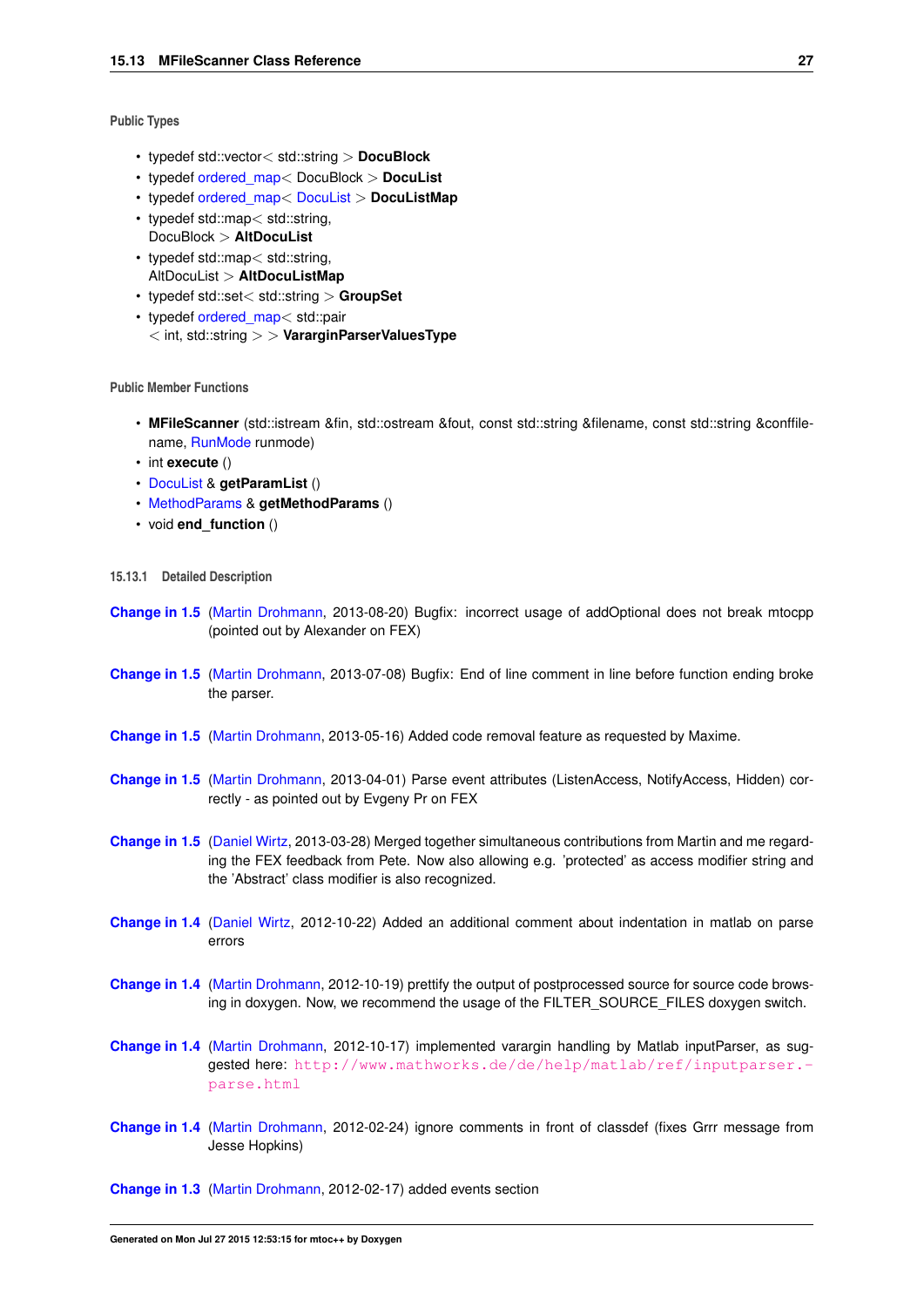**Public Types**

- typedef std::vector< std::string > **DocuBlock**
- typedef ordered_map< DocuBlock > **DocuList**
- typedef ordered_map< DocuList > **DocuListMap**
- typedef std::map< std::string, DocuBlock > **AltDocuList**
- typedef std::map< std::string, AltDocuList > **AltDocuListMap**
- typedef std::set< std::string > **GroupSet**
- typedef ordered_map< std::pair < int, std::string > > **VararginParserValuesType**

**Public Member Functions**

- **MFileScanner** (std::istream &fin, std::ostream &fout, const std::string &filename, const std::string &conffilename, RunMode runmode)
- int **execute** ()
- DocuList & **getParamList** ()
- MethodParams & **getMethodParams** ()
- void **end_function** ()

#### 15.13.1 Detailed Description

**Change in 1.5** (Martin Drohmann, 2013-08-20) Bugfix: incorrect usage of addOptional does not break mtocpp (pointed out by Alexander on FEX)

**Change in 1.5** (Martin Drohmann, 2013-07-08) Bugfix: End of line comment in line before function ending broke the parser.

**Change in 1.5** (Martin Drohmann, 2013-05-16) Added code removal feature as requested by Maxime.

**Change in 1.5** (Martin Drohmann, 2013-04-01) Parse event attributes (ListenAccess, NotifyAccess, Hidden) correctly - as pointed out by Evgeny Pr on FEX

**Change in 1.5** (Daniel Wirtz, 2013-03-28) Merged together simultaneous contributions from Martin and me regarding the FEX feedback from Pete. Now also allowing e.g. 'protected' as access modifier string and the 'Abstract' class modifier is also recognized.

**Change in 1.4** (Daniel Wirtz, 2012-10-22) Added an additional comment about indentation in matlab on parse errors

**Change in 1.4** (Martin Drohmann, 2012-10-19) prettify the output of postprocessed source for source code browsing in doxygen. Now, we recommend the usage of the FILTER_SOURCE_FILES doxygen switch.

**Change in 1.4** (Martin Drohmann, 2012-10-17) implemented varargin handling by Matlab inputParser, as suggested here: http://www.mathworks.de/de/help/matlab/ref/inputparser.parse.html

**Change in 1.4** (Martin Drohmann, 2012-02-24) ignore comments in front of classdef (fixes Grrr message from Jesse Hopkins)

**Change in 1.3** (Martin Drohmann, 2012-02-17) added events section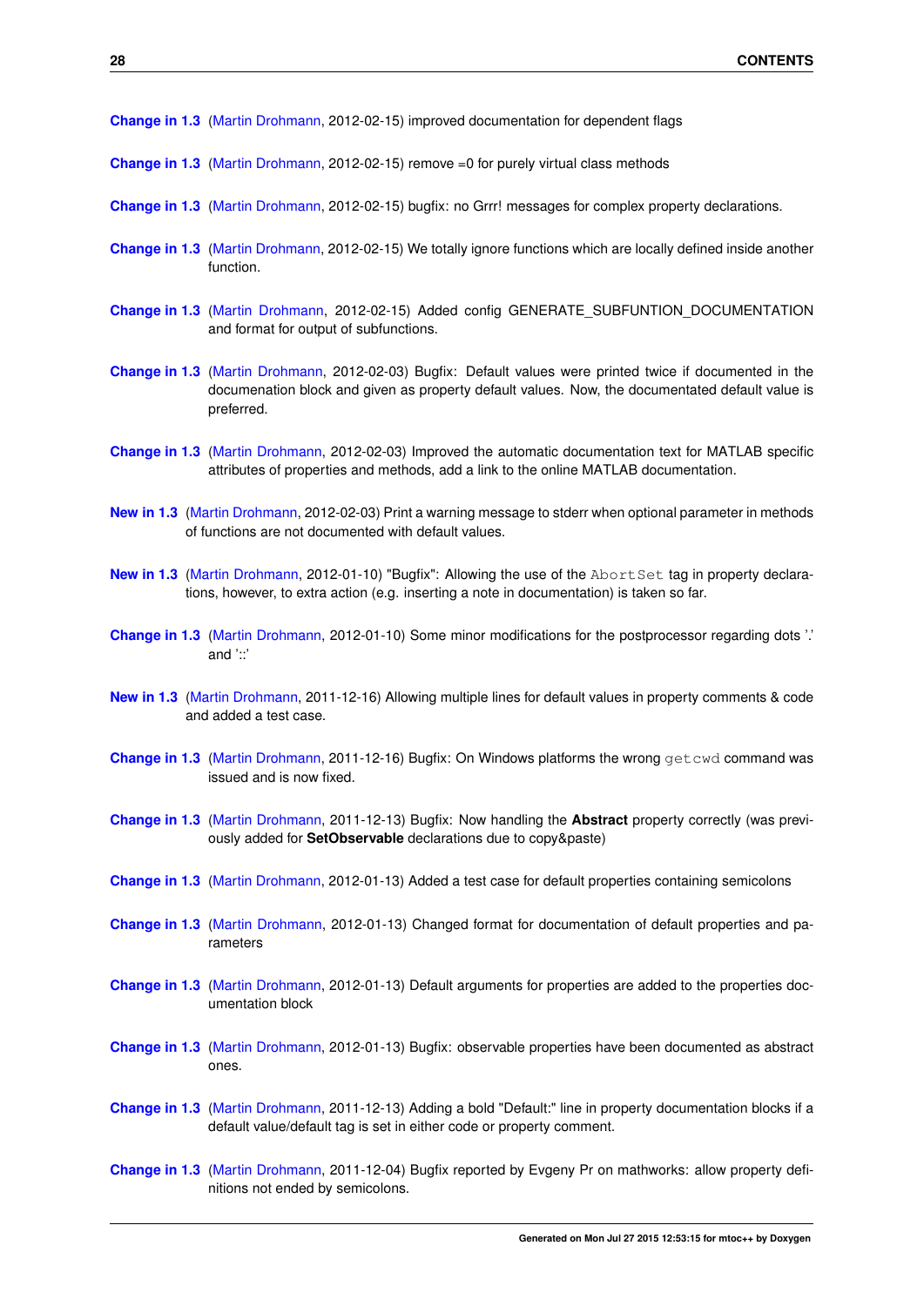**Change in 1.3** (Martin Drohmann, 2012-02-15) improved documentation for dependent flags

**Change in 1.3** (Martin Drohmann, 2012-02-15) remove =0 for purely virtual class methods

**Change in 1.3** (Martin Drohmann, 2012-02-15) bugfix: no Grrr! messages for complex property declarations.

**Change in 1.3** (Martin Drohmann, 2012-02-15) We totally ignore functions which are locally defined inside another function.

**Change in 1.3** (Martin Drohmann, 2012-02-15) Added config GENERATE_SUBFUNTION_DOCUMENTATION and format for output of subfunctions.

**Change in 1.3** (Martin Drohmann, 2012-02-03) Bugfix: Default values were printed twice if documented in the documenation block and given as property default values. Now, the documentated default value is preferred.

**Change in 1.3** (Martin Drohmann, 2012-02-03) Improved the automatic documentation text for MATLAB specific attributes of properties and methods, add a link to the online MATLAB documentation.

**New in 1.3** (Martin Drohmann, 2012-02-03) Print a warning message to stderr when optional parameter in methods of functions are not documented with default values.

**New in 1.3** (Martin Drohmann, 2012-01-10) "Bugfix": Allowing the use of the `AbortSet` tag in property declarations, however, to extra action (e.g. inserting a note in documentation) is taken so far.

**Change in 1.3** (Martin Drohmann, 2012-01-10) Some minor modifications for the postprocessor regarding dots '.' and '::'

**New in 1.3** (Martin Drohmann, 2011-12-16) Allowing multiple lines for default values in property comments & code and added a test case.

**Change in 1.3** (Martin Drohmann, 2011-12-16) Bugfix: On Windows platforms the wrong `getcwd` command was issued and is now fixed.

**Change in 1.3** (Martin Drohmann, 2011-12-13) Bugfix: Now handling the **Abstract** property correctly (was previously added for **SetObservable** declarations due to copy&paste)

**Change in 1.3** (Martin Drohmann, 2012-01-13) Added a test case for default properties containing semicolons

**Change in 1.3** (Martin Drohmann, 2012-01-13) Changed format for documentation of default properties and parameters

**Change in 1.3** (Martin Drohmann, 2012-01-13) Default arguments for properties are added to the properties documentation block

**Change in 1.3** (Martin Drohmann, 2012-01-13) Bugfix: observable properties have been documented as abstract ones.

**Change in 1.3** (Martin Drohmann, 2011-12-13) Adding a bold "Default:" line in property documentation blocks if a default value/default tag is set in either code or property comment.

**Change in 1.3** (Martin Drohmann, 2011-12-04) Bugfix reported by Evgeny Pr on mathworks: allow property definitions not ended by semicolons.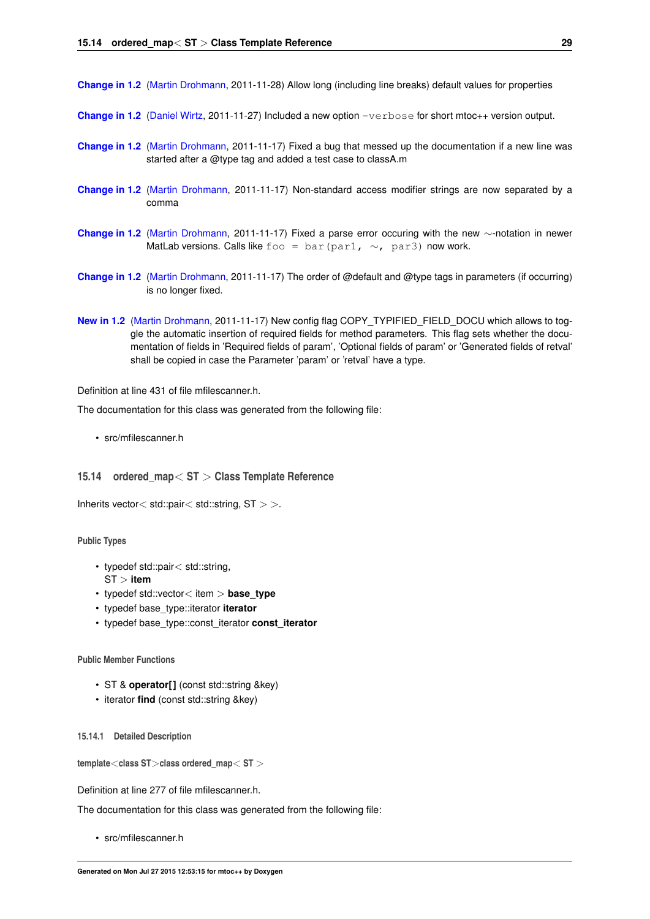**Change in 1.2** (Martin Drohmann, 2011-11-28) Allow long (including line breaks) default values for properties

**Change in 1.2** (Daniel Wirtz, 2011-11-27) Included a new option `-verbose` for short mtoc++ version output.

**Change in 1.2** (Martin Drohmann, 2011-11-17) Fixed a bug that messed up the documentation if a new line was started after a @type tag and added a test case to classA.m

**Change in 1.2** (Martin Drohmann, 2011-11-17) Non-standard access modifier strings are now separated by a comma

**Change in 1.2** (Martin Drohmann, 2011-11-17) Fixed a parse error occuring with the new ∼-notation in newer MatLab versions. Calls like `foo = bar(par1, ~, par3)` now work.

**Change in 1.2** (Martin Drohmann, 2011-11-17) The order of @default and @type tags in parameters (if occurring) is no longer fixed.

**New in 1.2** (Martin Drohmann, 2011-11-17) New config flag COPY_TYPIFIED_FIELD_DOCU which allows to toggle the automatic insertion of required fields for method parameters. This flag sets whether the documentation of fields in 'Required fields of param', 'Optional fields of param' or 'Generated fields of retval' shall be copied in case the Parameter 'param' or 'retval' have a type.

Definition at line 431 of file mfilescanner.h.

The documentation for this class was generated from the following file:

- src/mfilescanner.h

## 15.14 ordered_map< ST > Class Template Reference

Inherits vector< std::pair< std::string, ST > >.

#### Public Types

- typedef std::pair< std::string, ST > **item**
- typedef std::vector< item > **base_type**
- typedef base_type::iterator **iterator**
- typedef base_type::const_iterator **const_iterator**

#### Public Member Functions

- ST & **operator[]** (const std::string &key)
- iterator **find** (const std::string &key)

### 15.14.1 Detailed Description

**template<class ST>class ordered_map< ST >**

Definition at line 277 of file mfilescanner.h.

The documentation for this class was generated from the following file:

- src/mfilescanner.h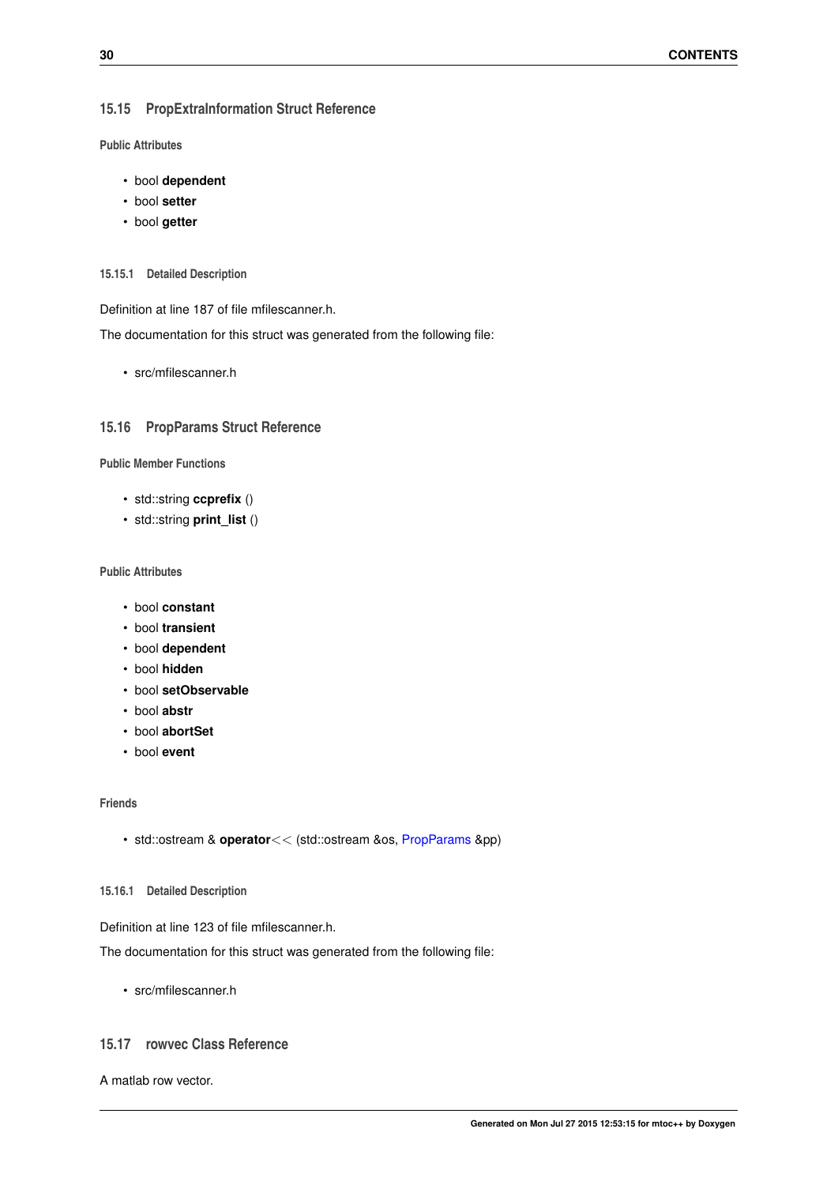## 15.15 PropExtraInformation Struct Reference

#### Public Attributes

- bool **dependent**
- bool **setter**
- bool **getter**

### 15.15.1 Detailed Description

Definition at line 187 of file mfilescanner.h.

The documentation for this struct was generated from the following file:

- src/mfilescanner.h

## 15.16 PropParams Struct Reference

#### Public Member Functions

- std::string **ccprefix** ()
- std::string **print_list** ()

#### Public Attributes

- bool **constant**
- bool **transient**
- bool **dependent**
- bool **hidden**
- bool **setObservable**
- bool **abstr**
- bool **abortSet**
- bool **event**

#### Friends

- std::ostream & **operator**<< (std::ostream &os, PropParams &pp)

### 15.16.1 Detailed Description

Definition at line 123 of file mfilescanner.h.

The documentation for this struct was generated from the following file:

- src/mfilescanner.h

## 15.17 rowvec Class Reference

A matlab row vector.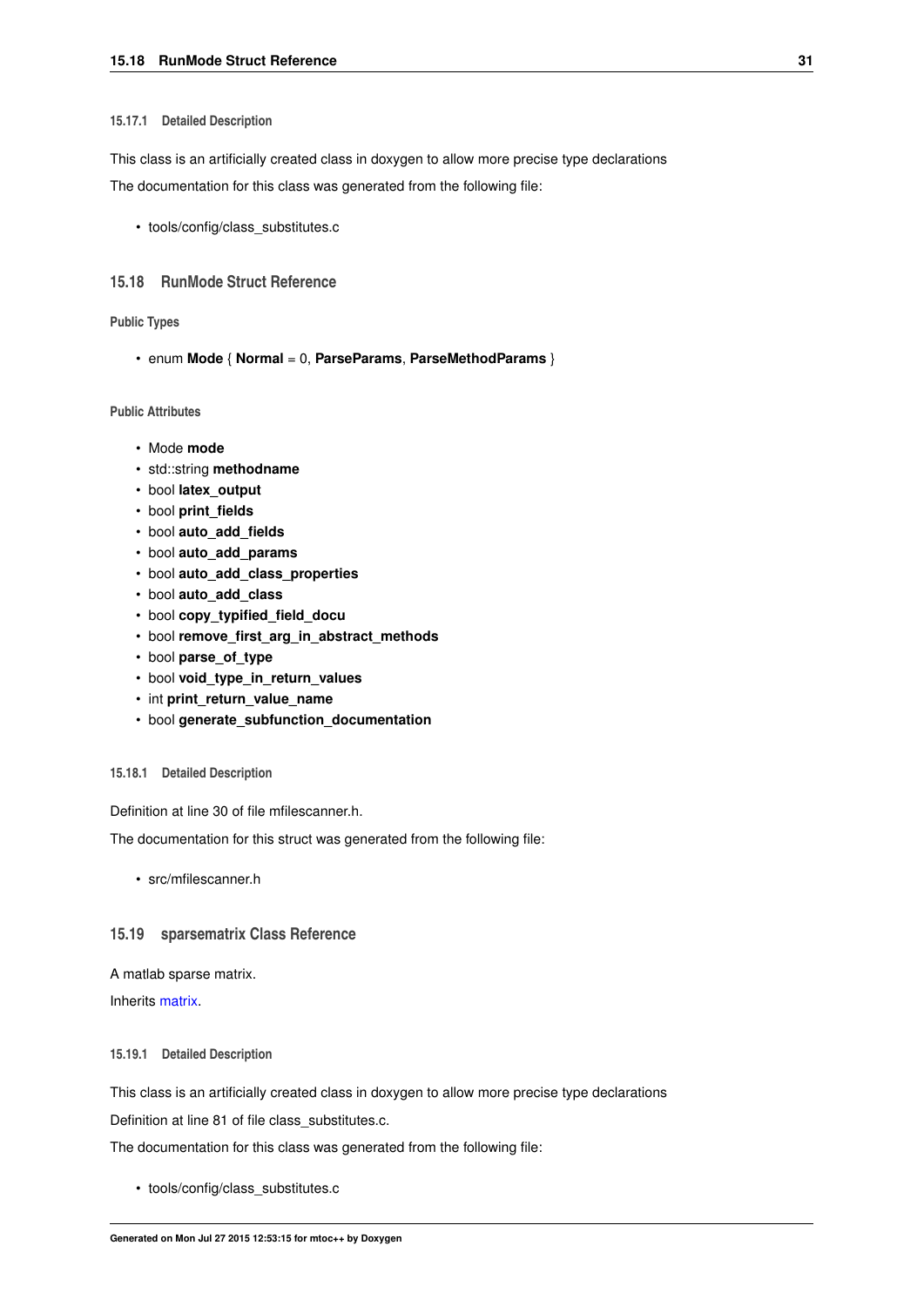#### 15.17.1 Detailed Description

This class is an artificially created class in doxygen to allow more precise type declarations

The documentation for this class was generated from the following file:

- tools/config/class_substitutes.c

### 15.18 RunMode Struct Reference

#### Public Types

- enum **Mode** { **Normal** = 0, **ParseParams**, **ParseMethodParams** }

#### Public Attributes

- Mode **mode**
- std::string **methodname**
- bool **latex_output**
- bool **print_fields**
- bool **auto_add_fields**
- bool **auto_add_params**
- bool **auto_add_class_properties**
- bool **auto_add_class**
- bool **copy_typified_field_docu**
- bool **remove_first_arg_in_abstract_methods**
- bool **parse_of_type**
- bool **void_type_in_return_values**
- int **print_return_value_name**
- bool **generate_subfunction_documentation**

#### 15.18.1 Detailed Description

Definition at line 30 of file mfilescanner.h.

The documentation for this struct was generated from the following file:

- src/mfilescanner.h

### 15.19 sparsematrix Class Reference

A matlab sparse matrix.

Inherits matrix.

#### 15.19.1 Detailed Description

This class is an artificially created class in doxygen to allow more precise type declarations

Definition at line 81 of file class_substitutes.c.

The documentation for this class was generated from the following file:

- tools/config/class_substitutes.c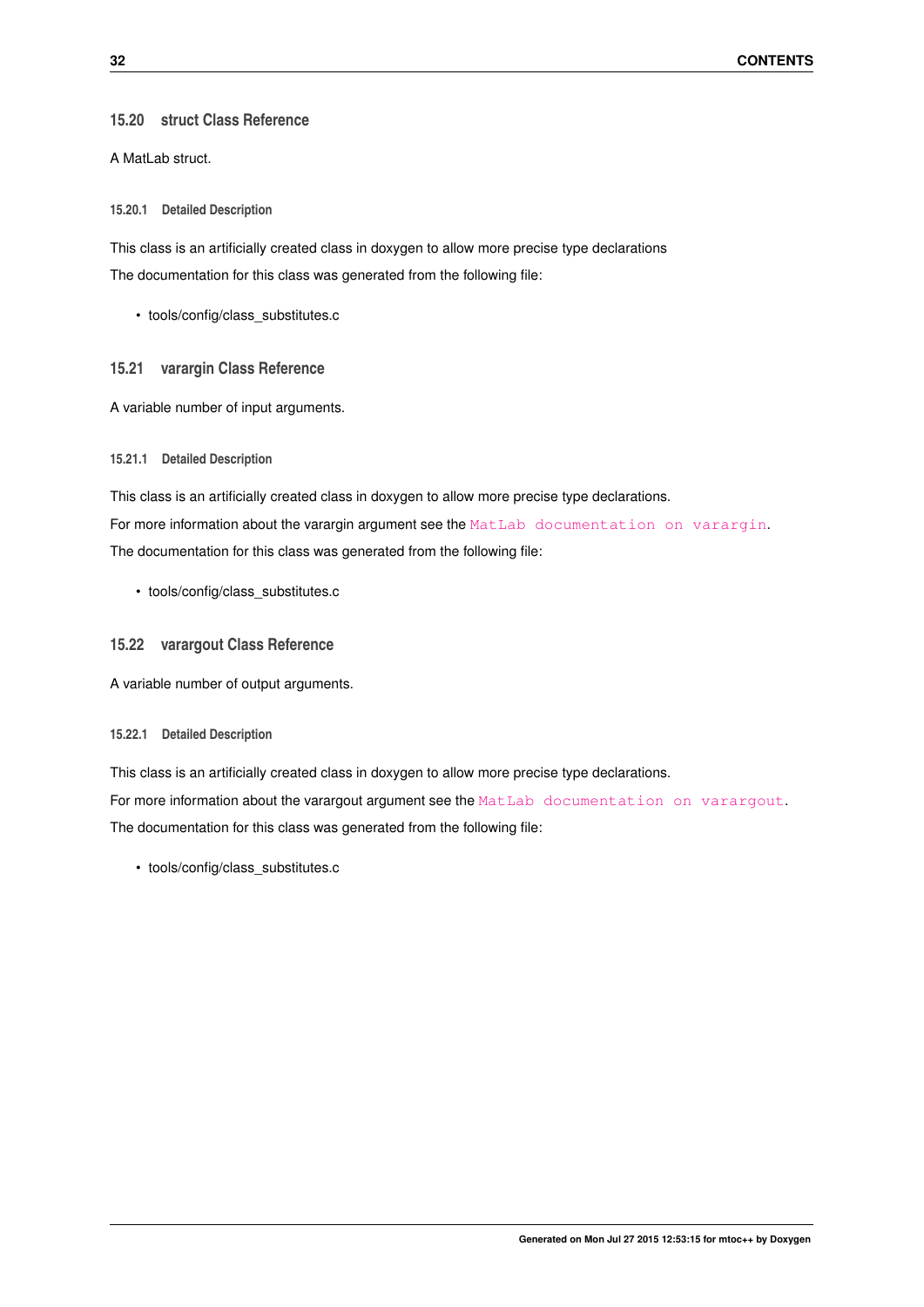### 15.20 struct Class Reference

A MatLab struct.

#### 15.20.1 Detailed Description

This class is an artificially created class in doxygen to allow more precise type declarations

The documentation for this class was generated from the following file:

- tools/config/class_substitutes.c

### 15.21 varargin Class Reference

A variable number of input arguments.

#### 15.21.1 Detailed Description

This class is an artificially created class in doxygen to allow more precise type declarations.

For more information about the varargin argument see the `MatLab documentation on varargin`.

The documentation for this class was generated from the following file:

- tools/config/class_substitutes.c

### 15.22 varargout Class Reference

A variable number of output arguments.

#### 15.22.1 Detailed Description

This class is an artificially created class in doxygen to allow more precise type declarations.

For more information about the varargout argument see the `MatLab documentation on varargout`.

The documentation for this class was generated from the following file:

- tools/config/class_substitutes.c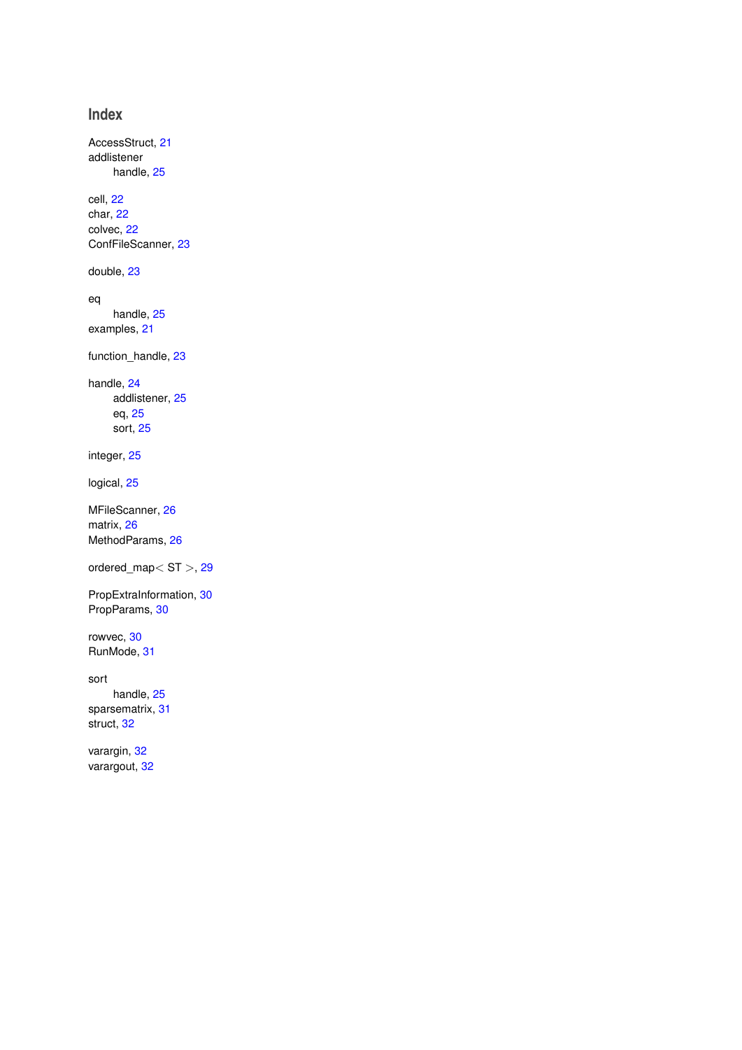# Index

AccessStruct, 21
addlistener
  handle, 25

cell, 22
char, 22
colvec, 22
ConfFileScanner, 23

double, 23

eq
  handle, 25
examples, 21

function_handle, 23

handle, 24
  addlistener, 25
  eq, 25
  sort, 25

integer, 25

logical, 25

MFileScanner, 26
matrix, 26
MethodParams, 26

ordered_map< ST >, 29

PropExtraInformation, 30
PropParams, 30

rowvec, 30
RunMode, 31

sort
  handle, 25
sparsematrix, 31
struct, 32

varargin, 32
varargout, 32